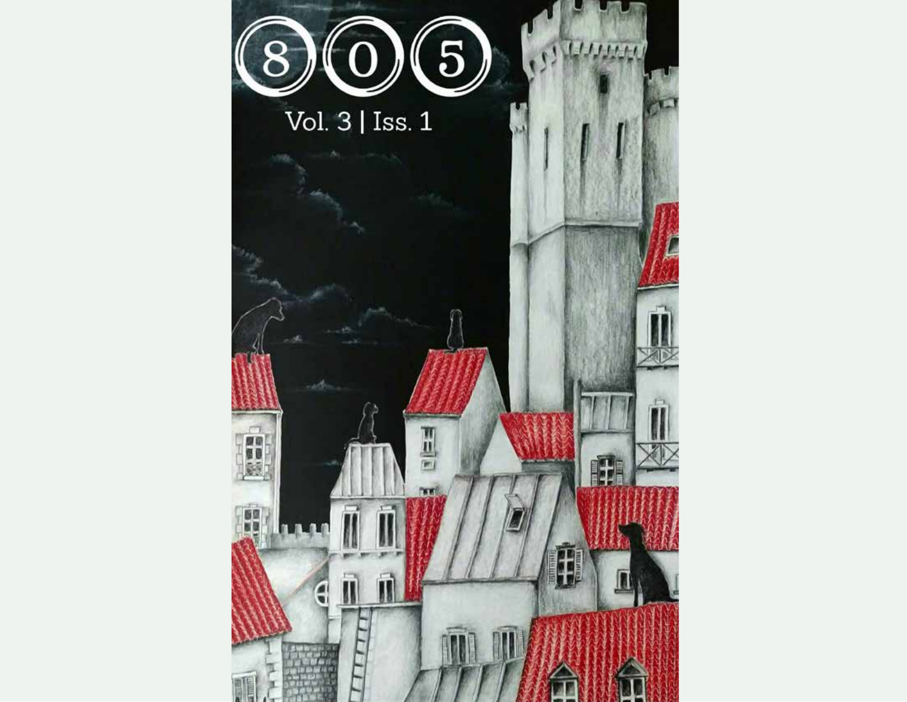# 805

Vol. 3 | Iss. 1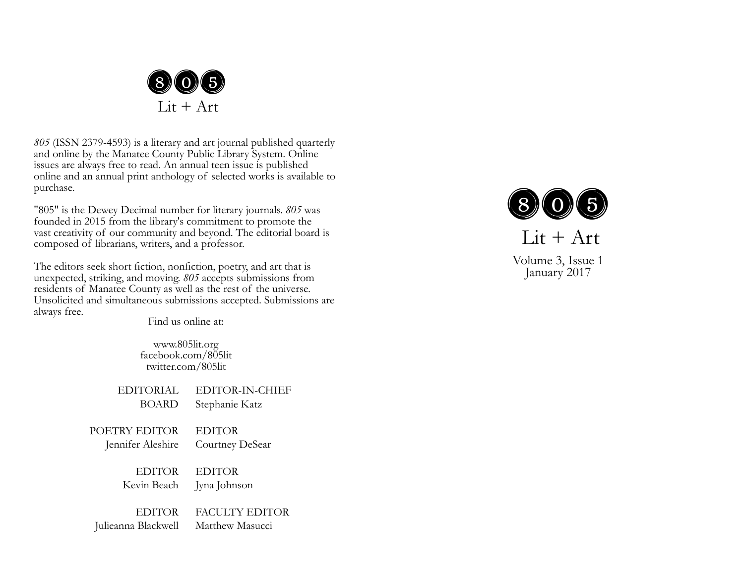805

Lit + Art

*805* (ISSN 2379-4593) is a literary and art journal published quarterly and online by the Manatee County Public Library System. Online issues are always free to read. An annual teen issue is published online and an annual print anthology of selected works is available to purchase.

"805" is the Dewey Decimal number for literary journals. *805* was founded in 2015 from the library's commitment to promote the vast creativity of our community and beyond. The editorial board is composed of librarians, writers, and a professor.

The editors seek short fiction, nonfiction, poetry, and art that is unexpected, striking, and moving. *805* accepts submissions from residents of Manatee County as well as the rest of the universe. Unsolicited and simultaneous submissions accepted. Submissions are always free.

Find us online at:

www.805lit.org
facebook.com/805lit
twitter.com/805lit

EDITORIAL BOARD

EDITOR-IN-CHIEF
Stephanie Katz

POETRY EDITOR
Jennifer Aleshire

EDITOR
Courtney DeSear

EDITOR
Kevin Beach

EDITOR
Jyna Johnson

EDITOR
Julieanna Blackwell

FACULTY EDITOR
Matthew Masucci

805

Lit + Art

Volume 3, Issue 1
January 2017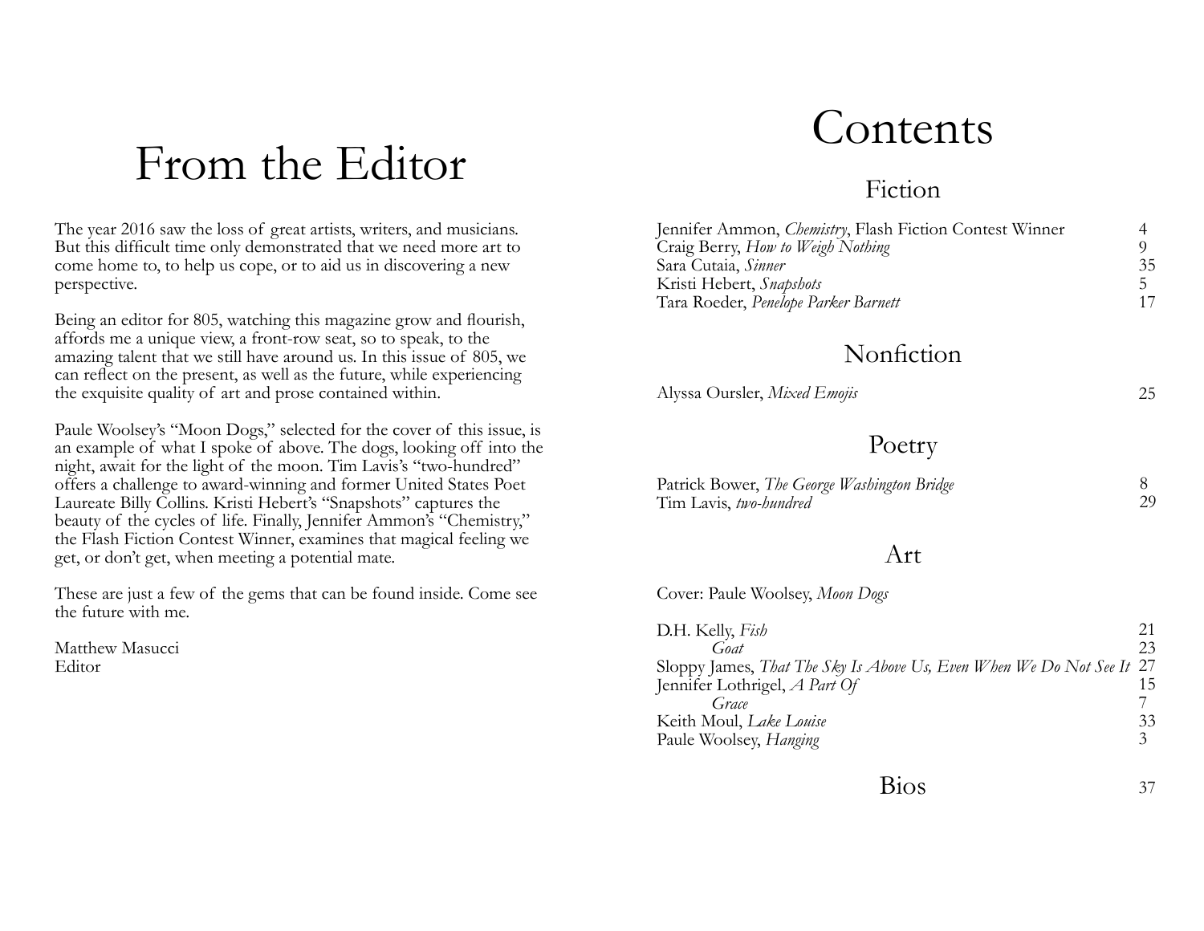# From the Editor

The year 2016 saw the loss of great artists, writers, and musicians. But this difficult time only demonstrated that we need more art to come home to, to help us cope, or to aid us in discovering a new perspective.

Being an editor for 805, watching this magazine grow and flourish, affords me a unique view, a front-row seat, so to speak, to the amazing talent that we still have around us. In this issue of 805, we can reflect on the present, as well as the future, while experiencing the exquisite quality of art and prose contained within.

Paule Woolsey's "Moon Dogs," selected for the cover of this issue, is an example of what I spoke of above. The dogs, looking off into the night, await for the light of the moon. Tim Lavis's "two-hundred" offers a challenge to award-winning and former United States Poet Laureate Billy Collins. Kristi Hebert's "Snapshots" captures the beauty of the cycles of life. Finally, Jennifer Ammon's "Chemistry," the Flash Fiction Contest Winner, examines that magical feeling we get, or don't get, when meeting a potential mate.

These are just a few of the gems that can be found inside. Come see the future with me.

Matthew Masucci
Editor

# Contents

## Fiction

| | |
|---|---|
| Jennifer Ammon, *Chemistry*, Flash Fiction Contest Winner | 4 |
| Craig Berry, *How to Weigh Nothing* | 9 |
| Sara Cutaia, *Sinner* | 35 |
| Kristi Hebert, *Snapshots* | 5 |
| Tara Roeder, *Penelope Parker Barnett* | 17 |

## Nonfiction

| | |
|---|---|
| Alyssa Oursler, *Mixed Emojis* | 25 |

## Poetry

| | |
|---|---|
| Patrick Bower, *The George Washington Bridge* | 8 |
| Tim Lavis, *two-hundred* | 29 |

## Art

Cover: Paule Woolsey, *Moon Dogs*

| | |
|---|---|
| D.H. Kelly, *Fish* | 21 |
| *Goat* | 23 |
| Sloppy James, *That The Sky Is Above Us, Even When We Do Not See It* | 27 |
| Jennifer Lothrigel, *A Part Of* | 15 |
| *Grace* | 7 |
| Keith Moul, *Lake Louise* | 33 |
| Paule Woolsey, *Hanging* | 3 |

## Bios 37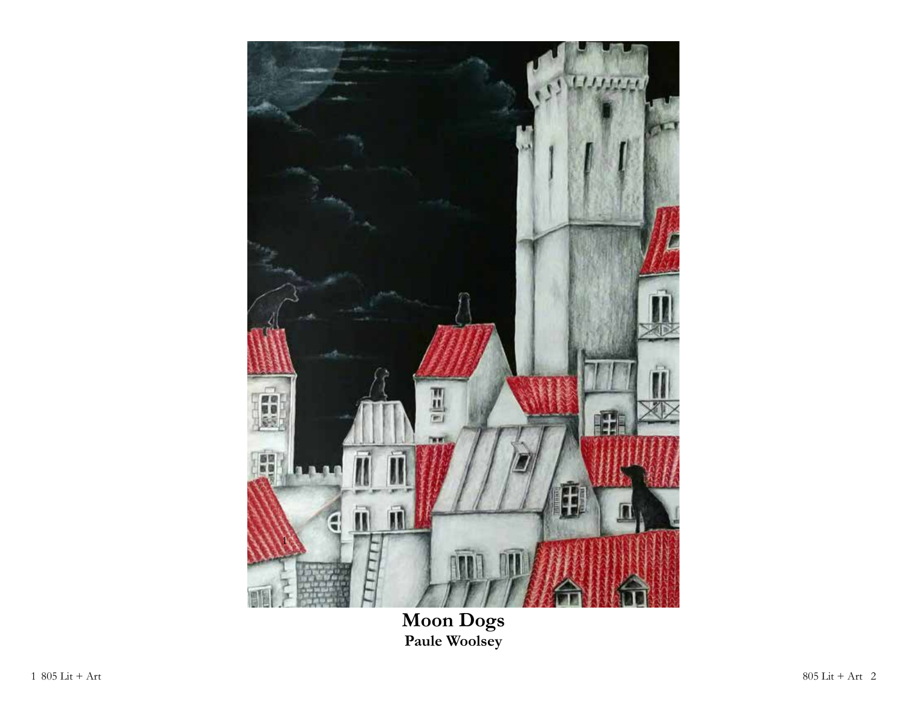**Moon Dogs**

**Paule Woolsey**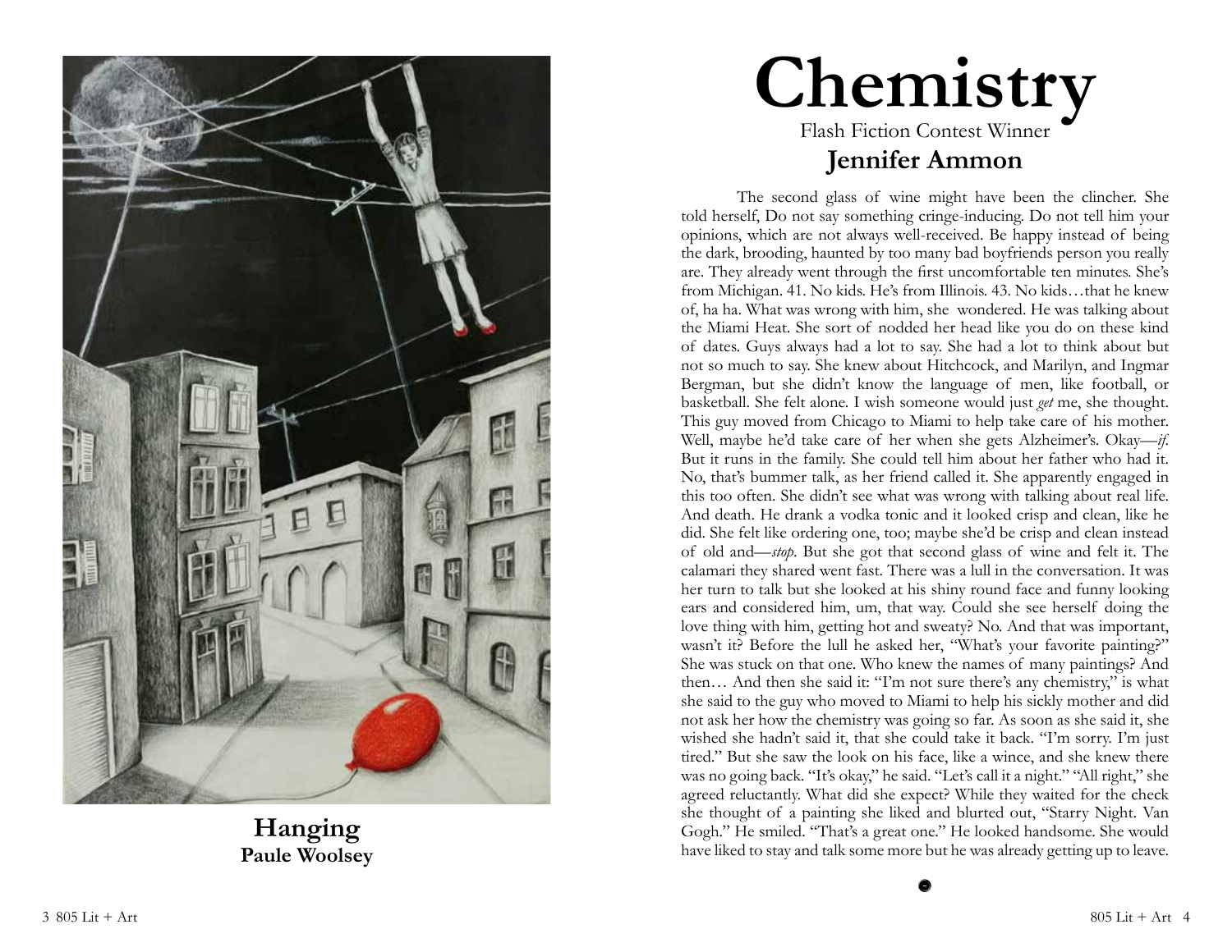**Hanging**
**Paule Woolsey**

# Chemistry

Flash Fiction Contest Winner

## Jennifer Ammon

The second glass of wine might have been the clincher. She told herself, Do not say something cringe-inducing. Do not tell him your opinions, which are not always well-received. Be happy instead of being the dark, brooding, haunted by too many bad boyfriends person you really are. They already went through the first uncomfortable ten minutes. She's from Michigan. 41. No kids. He's from Illinois. 43. No kids…that he knew of, ha ha. What was wrong with him, she wondered. He was talking about the Miami Heat. She sort of nodded her head like you do on these kind of dates. Guys always had a lot to say. She had a lot to think about but not so much to say. She knew about Hitchcock, and Marilyn, and Ingmar Bergman, but she didn't know the language of men, like football, or basketball. She felt alone. I wish someone would just *get* me, she thought. This guy moved from Chicago to Miami to help take care of his mother. Well, maybe he'd take care of her when she gets Alzheimer's. Okay—*if*. But it runs in the family. She could tell him about her father who had it. No, that's bummer talk, as her friend called it. She apparently engaged in this too often. She didn't see what was wrong with talking about real life. And death. He drank a vodka tonic and it looked crisp and clean, like he did. She felt like ordering one, too; maybe she'd be crisp and clean instead of old and—*stop*. But she got that second glass of wine and felt it. The calamari they shared went fast. There was a lull in the conversation. It was her turn to talk but she looked at his shiny round face and funny looking ears and considered him, um, that way. Could she see herself doing the love thing with him, getting hot and sweaty? No. And that was important, wasn't it? Before the lull he asked her, "What's your favorite painting?" She was stuck on that one. Who knew the names of many paintings? And then… And then she said it: "I'm not sure there's any chemistry," is what she said to the guy who moved to Miami to help his sickly mother and did not ask her how the chemistry was going so far. As soon as she said it, she wished she hadn't said it, that she could take it back. "I'm sorry. I'm just tired." But she saw the look on his face, like a wince, and she knew there was no going back. "It's okay," he said. "Let's call it a night." "All right," she agreed reluctantly. What did she expect? While they waited for the check she thought of a painting she liked and blurted out, "Starry Night. Van Gogh." He smiled. "That's a great one." He looked handsome. She would have liked to stay and talk some more but he was already getting up to leave.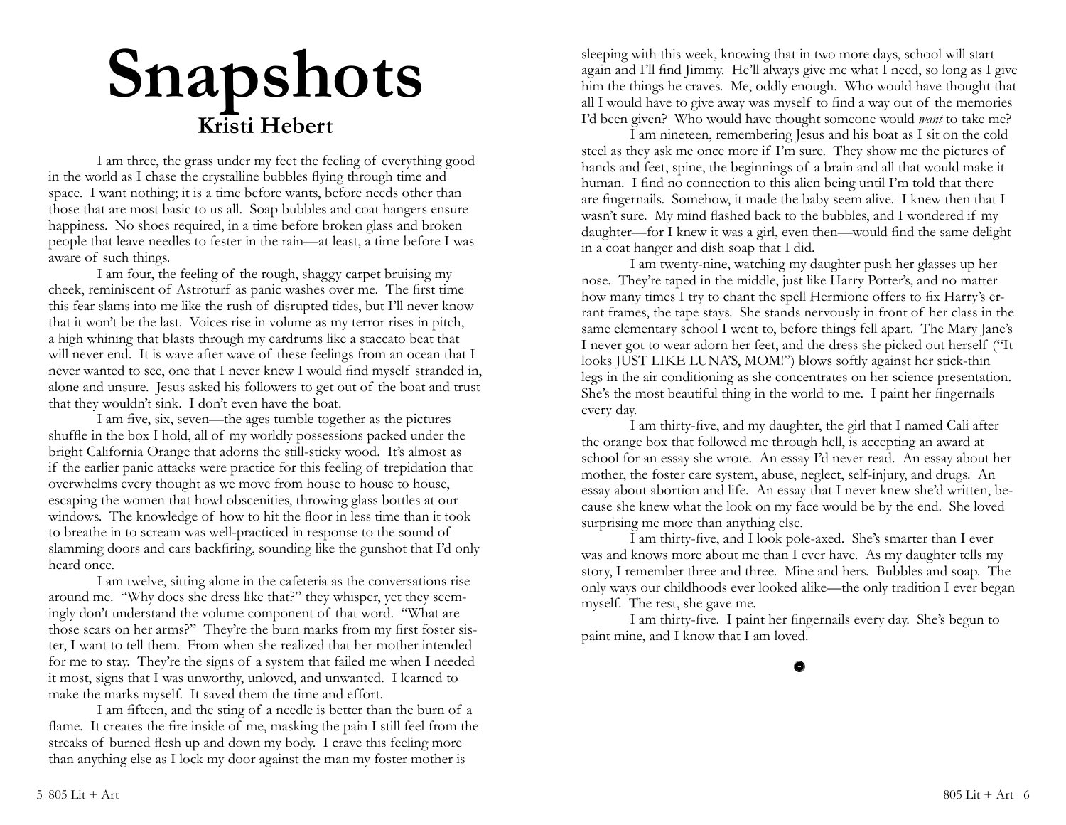# Snapshots

### Kristi Hebert

I am three, the grass under my feet the feeling of everything good in the world as I chase the crystalline bubbles flying through time and space. I want nothing; it is a time before wants, before needs other than those that are most basic to us all. Soap bubbles and coat hangers ensure happiness. No shoes required, in a time before broken glass and broken people that leave needles to fester in the rain—at least, a time before I was aware of such things.

I am four, the feeling of the rough, shaggy carpet bruising my cheek, reminiscent of Astroturf as panic washes over me. The first time this fear slams into me like the rush of disrupted tides, but I'll never know that it won't be the last. Voices rise in volume as my terror rises in pitch, a high whining that blasts through my eardrums like a staccato beat that will never end. It is wave after wave of these feelings from an ocean that I never wanted to see, one that I never knew I would find myself stranded in, alone and unsure. Jesus asked his followers to get out of the boat and trust that they wouldn't sink. I don't even have the boat.

I am five, six, seven—the ages tumble together as the pictures shuffle in the box I hold, all of my worldly possessions packed under the bright California Orange that adorns the still-sticky wood. It's almost as if the earlier panic attacks were practice for this feeling of trepidation that overwhelms every thought as we move from house to house to house, escaping the women that howl obscenities, throwing glass bottles at our windows. The knowledge of how to hit the floor in less time than it took to breathe in to scream was well-practiced in response to the sound of slamming doors and cars backfiring, sounding like the gunshot that I'd only heard once.

I am twelve, sitting alone in the cafeteria as the conversations rise around me. "Why does she dress like that?" they whisper, yet they seemingly don't understand the volume component of that word. "What are those scars on her arms?" They're the burn marks from my first foster sister, I want to tell them. From when she realized that her mother intended for me to stay. They're the signs of a system that failed me when I needed it most, signs that I was unworthy, unloved, and unwanted. I learned to make the marks myself. It saved them the time and effort.

I am fifteen, and the sting of a needle is better than the burn of a flame. It creates the fire inside of me, masking the pain I still feel from the streaks of burned flesh up and down my body. I crave this feeling more than anything else as I lock my door against the man my foster mother is sleeping with this week, knowing that in two more days, school will start again and I'll find Jimmy. He'll always give me what I need, so long as I give him the things he craves. Me, oddly enough. Who would have thought that all I would have to give away was myself to find a way out of the memories I'd been given? Who would have thought someone would *want* to take me?

I am nineteen, remembering Jesus and his boat as I sit on the cold steel as they ask me once more if I'm sure. They show me the pictures of hands and feet, spine, the beginnings of a brain and all that would make it human. I find no connection to this alien being until I'm told that there are fingernails. Somehow, it made the baby seem alive. I knew then that I wasn't sure. My mind flashed back to the bubbles, and I wondered if my daughter—for I knew it was a girl, even then—would find the same delight in a coat hanger and dish soap that I did.

I am twenty-nine, watching my daughter push her glasses up her nose. They're taped in the middle, just like Harry Potter's, and no matter how many times I try to chant the spell Hermione offers to fix Harry's errant frames, the tape stays. She stands nervously in front of her class in the same elementary school I went to, before things fell apart. The Mary Jane's I never got to wear adorn her feet, and the dress she picked out herself ("It looks JUST LIKE LUNA'S, MOM!") blows softly against her stick-thin legs in the air conditioning as she concentrates on her science presentation. She's the most beautiful thing in the world to me. I paint her fingernails every day.

I am thirty-five, and my daughter, the girl that I named Cali after the orange box that followed me through hell, is accepting an award at school for an essay she wrote. An essay I'd never read. An essay about her mother, the foster care system, abuse, neglect, self-injury, and drugs. An essay about abortion and life. An essay that I never knew she'd written, because she knew what the look on my face would be by the end. She loved surprising me more than anything else.

I am thirty-five, and I look pole-axed. She's smarter than I ever was and knows more about me than I ever have. As my daughter tells my story, I remember three and three. Mine and hers. Bubbles and soap. The only ways our childhoods ever looked alike—the only tradition I ever began myself. The rest, she gave me.

I am thirty-five. I paint her fingernails every day. She's begun to paint mine, and I know that I am loved.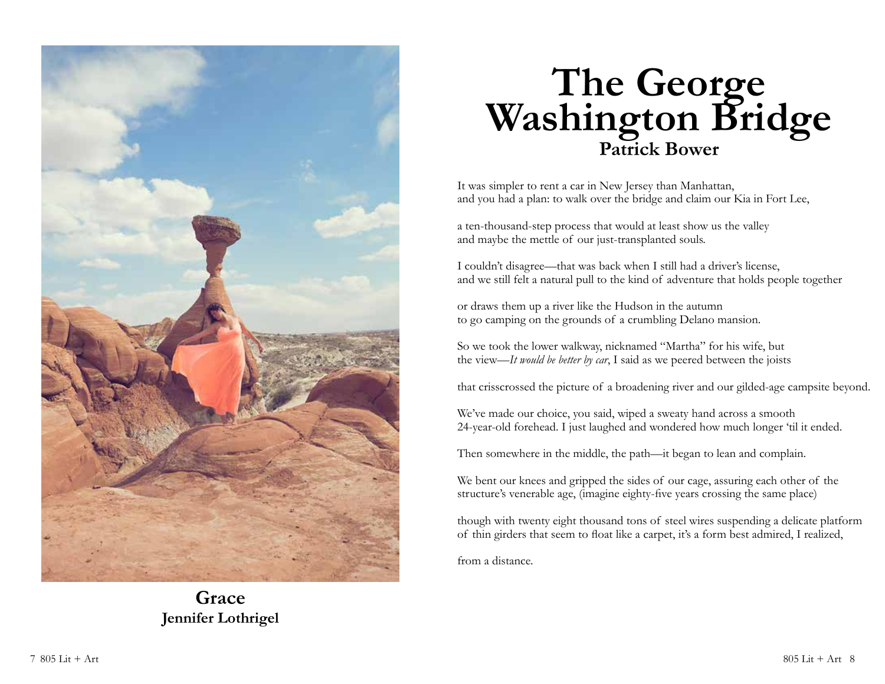**Grace**
**Jennifer Lothrigel**

# The George Washington Bridge

**Patrick Bower**

It was simpler to rent a car in New Jersey than Manhattan,
and you had a plan: to walk over the bridge and claim our Kia in Fort Lee,

a ten-thousand-step process that would at least show us the valley
and maybe the mettle of our just-transplanted souls.

I couldn't disagree—that was back when I still had a driver's license,
and we still felt a natural pull to the kind of adventure that holds people together

or draws them up a river like the Hudson in the autumn
to go camping on the grounds of a crumbling Delano mansion.

So we took the lower walkway, nicknamed "Martha" for his wife, but
the view—*It would be better by car*, I said as we peered between the joists

that crisscrossed the picture of a broadening river and our gilded-age campsite beyond.

We've made our choice, you said, wiped a sweaty hand across a smooth
24-year-old forehead. I just laughed and wondered how much longer 'til it ended.

Then somewhere in the middle, the path—it began to lean and complain.

We bent our knees and gripped the sides of our cage, assuring each other of the
structure's venerable age, (imagine eighty-five years crossing the same place)

though with twenty eight thousand tons of steel wires suspending a delicate platform
of thin girders that seem to float like a carpet, it's a form best admired, I realized,

from a distance.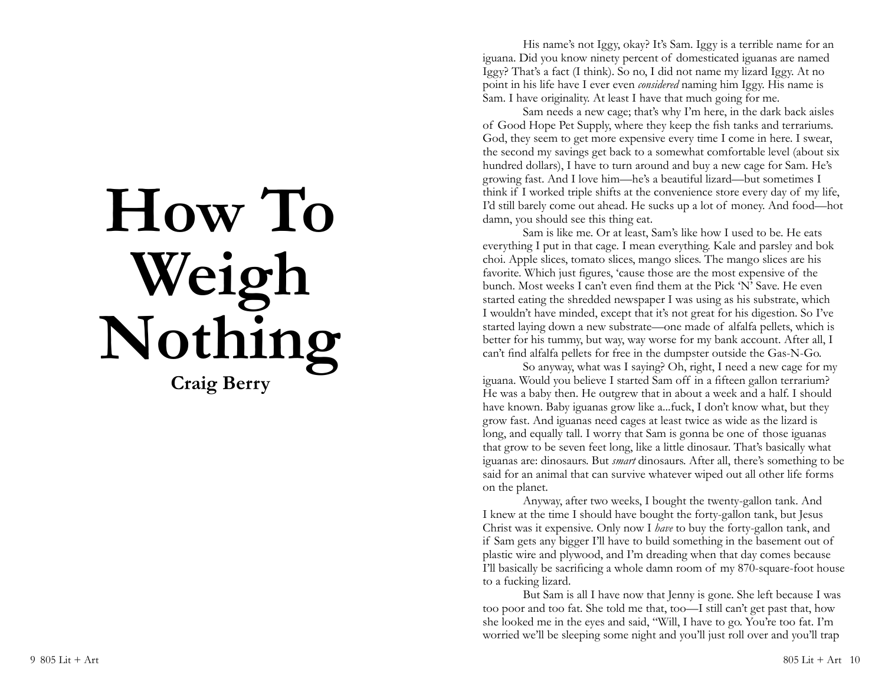# How To Weigh Nothing

**Craig Berry**

His name's not Iggy, okay? It's Sam. Iggy is a terrible name for an iguana. Did you know ninety percent of domesticated iguanas are named Iggy? That's a fact (I think). So no, I did not name my lizard Iggy. At no point in his life have I ever even *considered* naming him Iggy. His name is Sam. I have originality. At least I have that much going for me.

Sam needs a new cage; that's why I'm here, in the dark back aisles of Good Hope Pet Supply, where they keep the fish tanks and terrariums. God, they seem to get more expensive every time I come in here. I swear, the second my savings get back to a somewhat comfortable level (about six hundred dollars), I have to turn around and buy a new cage for Sam. He's growing fast. And I love him—he's a beautiful lizard—but sometimes I think if I worked triple shifts at the convenience store every day of my life, I'd still barely come out ahead. He sucks up a lot of money. And food—hot damn, you should see this thing eat.

Sam is like me. Or at least, Sam's like how I used to be. He eats everything I put in that cage. I mean everything. Kale and parsley and bok choi. Apple slices, tomato slices, mango slices. The mango slices are his favorite. Which just figures, 'cause those are the most expensive of the bunch. Most weeks I can't even find them at the Pick 'N' Save. He even started eating the shredded newspaper I was using as his substrate, which I wouldn't have minded, except that it's not great for his digestion. So I've started laying down a new substrate—one made of alfalfa pellets, which is better for his tummy, but way, way worse for my bank account. After all, I can't find alfalfa pellets for free in the dumpster outside the Gas-N-Go.

So anyway, what was I saying? Oh, right, I need a new cage for my iguana. Would you believe I started Sam off in a fifteen gallon terrarium? He was a baby then. He outgrew that in about a week and a half. I should have known. Baby iguanas grow like a...fuck, I don't know what, but they grow fast. And iguanas need cages at least twice as wide as the lizard is long, and equally tall. I worry that Sam is gonna be one of those iguanas that grow to be seven feet long, like a little dinosaur. That's basically what iguanas are: dinosaurs. But *smart* dinosaurs. After all, there's something to be said for an animal that can survive whatever wiped out all other life forms on the planet.

Anyway, after two weeks, I bought the twenty-gallon tank. And I knew at the time I should have bought the forty-gallon tank, but Jesus Christ was it expensive. Only now I *have* to buy the forty-gallon tank, and if Sam gets any bigger I'll have to build something in the basement out of plastic wire and plywood, and I'm dreading when that day comes because I'll basically be sacrificing a whole damn room of my 870-square-foot house to a fucking lizard.

But Sam is all I have now that Jenny is gone. She left because I was too poor and too fat. She told me that, too—I still can't get past that, how she looked me in the eyes and said, "Will, I have to go. You're too fat. I'm worried we'll be sleeping some night and you'll just roll over and you'll trap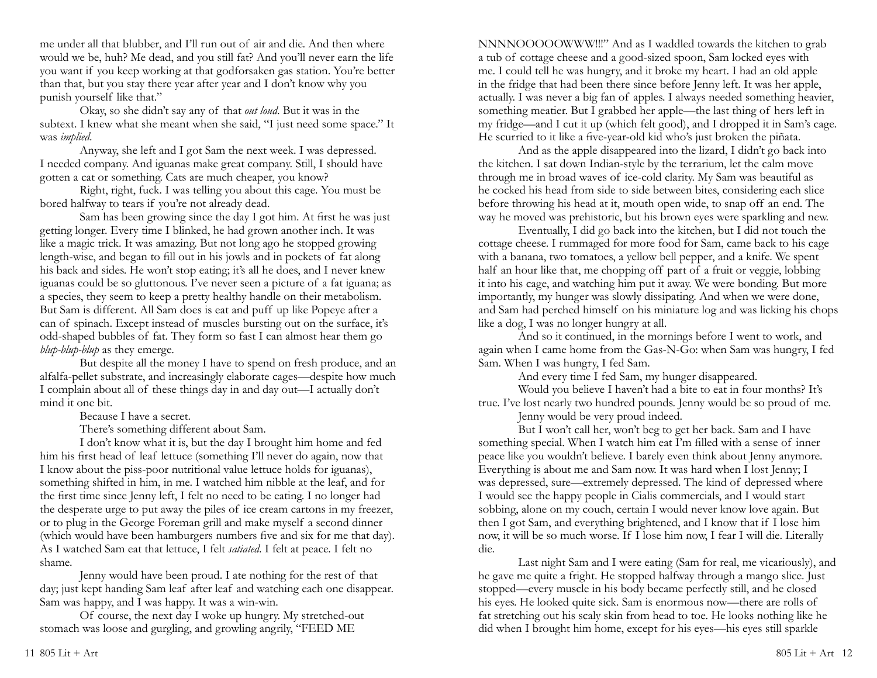me under all that blubber, and I'll run out of air and die. And then where would we be, huh? Me dead, and you still fat? And you'll never earn the life you want if you keep working at that godforsaken gas station. You're better than that, but you stay there year after year and I don't know why you punish yourself like that."

Okay, so she didn't say any of that *out loud*. But it was in the subtext. I knew what she meant when she said, "I just need some space." It was *implied*.

Anyway, she left and I got Sam the next week. I was depressed. I needed company. And iguanas make great company. Still, I should have gotten a cat or something. Cats are much cheaper, you know?

Right, right, fuck. I was telling you about this cage. You must be bored halfway to tears if you're not already dead.

Sam has been growing since the day I got him. At first he was just getting longer. Every time I blinked, he had grown another inch. It was like a magic trick. It was amazing. But not long ago he stopped growing length-wise, and began to fill out in his jowls and in pockets of fat along his back and sides. He won't stop eating; it's all he does, and I never knew iguanas could be so gluttonous. I've never seen a picture of a fat iguana; as a species, they seem to keep a pretty healthy handle on their metabolism. But Sam is different. All Sam does is eat and puff up like Popeye after a can of spinach. Except instead of muscles bursting out on the surface, it's odd-shaped bubbles of fat. They form so fast I can almost hear them go *blup-blup-blup* as they emerge.

But despite all the money I have to spend on fresh produce, and an alfalfa-pellet substrate, and increasingly elaborate cages—despite how much I complain about all of these things day in and day out—I actually don't mind it one bit.

Because I have a secret.

There's something different about Sam.

I don't know what it is, but the day I brought him home and fed him his first head of leaf lettuce (something I'll never do again, now that I know about the piss-poor nutritional value lettuce holds for iguanas), something shifted in him, in me. I watched him nibble at the leaf, and for the first time since Jenny left, I felt no need to be eating. I no longer had the desperate urge to put away the piles of ice cream cartons in my freezer, or to plug in the George Foreman grill and make myself a second dinner (which would have been hamburgers numbers five and six for me that day). As I watched Sam eat that lettuce, I felt *satiated*. I felt at peace. I felt no shame.

Jenny would have been proud. I ate nothing for the rest of that day; just kept handing Sam leaf after leaf and watching each one disappear. Sam was happy, and I was happy. It was a win-win.

Of course, the next day I woke up hungry. My stretched-out stomach was loose and gurgling, and growling angrily, "FEED ME NNNNOOOOOWWW!!!" And as I waddled towards the kitchen to grab a tub of cottage cheese and a good-sized spoon, Sam locked eyes with me. I could tell he was hungry, and it broke my heart. I had an old apple in the fridge that had been there since before Jenny left. It was her apple, actually. I was never a big fan of apples. I always needed something heavier, something meatier. But I grabbed her apple—the last thing of hers left in my fridge—and I cut it up (which felt good), and I dropped it in Sam's cage. He scurried to it like a five-year-old kid who's just broken the piñata.

And as the apple disappeared into the lizard, I didn't go back into the kitchen. I sat down Indian-style by the terrarium, let the calm move through me in broad waves of ice-cold clarity. My Sam was beautiful as he cocked his head from side to side between bites, considering each slice before throwing his head at it, mouth open wide, to snap off an end. The way he moved was prehistoric, but his brown eyes were sparkling and new.

Eventually, I did go back into the kitchen, but I did not touch the cottage cheese. I rummaged for more food for Sam, came back to his cage with a banana, two tomatoes, a yellow bell pepper, and a knife. We spent half an hour like that, me chopping off part of a fruit or veggie, lobbing it into his cage, and watching him put it away. We were bonding. But more importantly, my hunger was slowly dissipating. And when we were done, and Sam had perched himself on his miniature log and was licking his chops like a dog, I was no longer hungry at all.

And so it continued, in the mornings before I went to work, and again when I came home from the Gas-N-Go: when Sam was hungry, I fed Sam. When I was hungry, I fed Sam.

And every time I fed Sam, my hunger disappeared.

Would you believe I haven't had a bite to eat in four months? It's true. I've lost nearly two hundred pounds. Jenny would be so proud of me.

Jenny would be very proud indeed.

But I won't call her, won't beg to get her back. Sam and I have something special. When I watch him eat I'm filled with a sense of inner peace like you wouldn't believe. I barely even think about Jenny anymore. Everything is about me and Sam now. It was hard when I lost Jenny; I was depressed, sure—extremely depressed. The kind of depressed where I would see the happy people in Cialis commercials, and I would start sobbing, alone on my couch, certain I would never know love again. But then I got Sam, and everything brightened, and I know that if I lose him now, it will be so much worse. If I lose him now, I fear I will die. Literally die.

Last night Sam and I were eating (Sam for real, me vicariously), and he gave me quite a fright. He stopped halfway through a mango slice. Just stopped—every muscle in his body became perfectly still, and he closed his eyes. He looked quite sick. Sam is enormous now—there are rolls of fat stretching out his scaly skin from head to toe. He looks nothing like he did when I brought him home, except for his eyes—his eyes still sparkle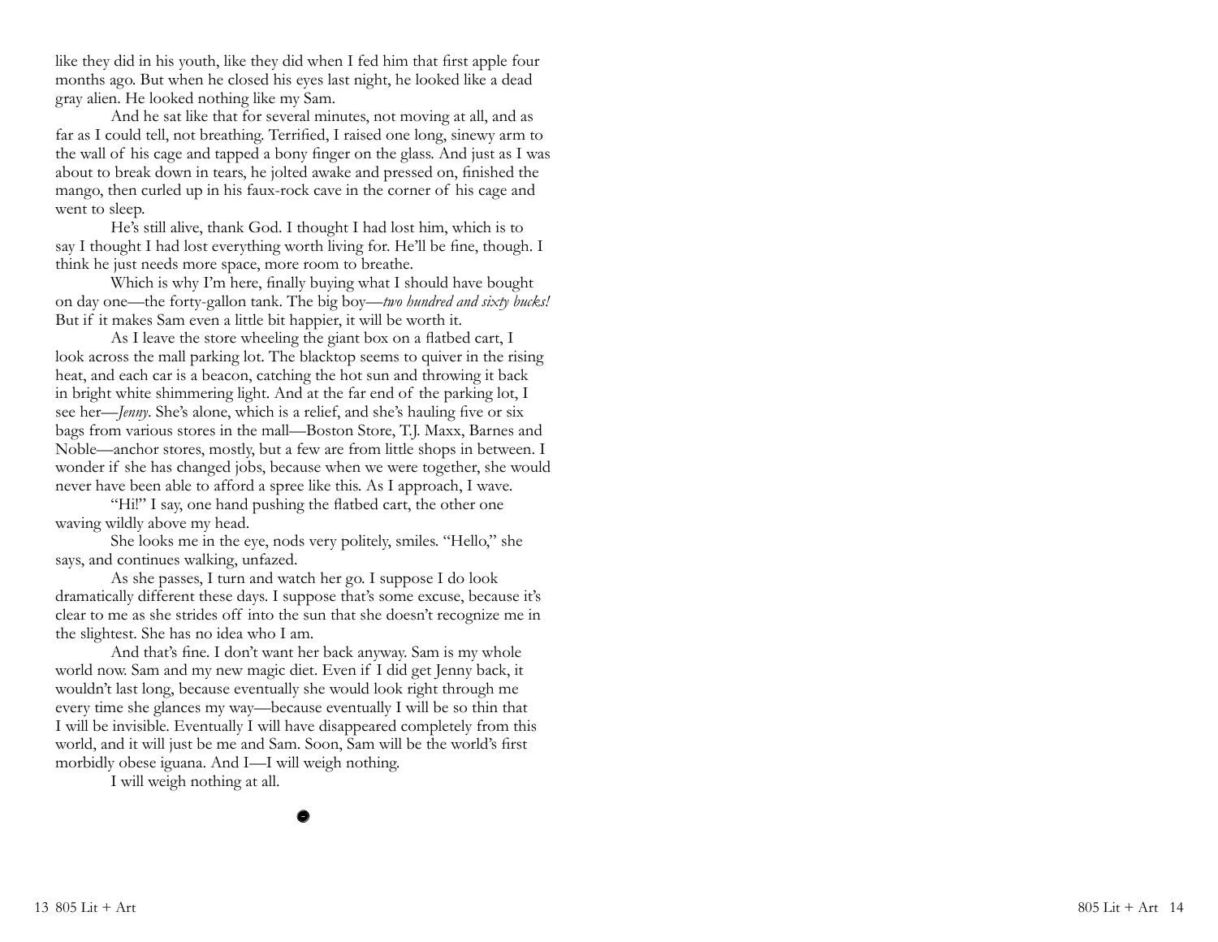like they did in his youth, like they did when I fed him that first apple four months ago. But when he closed his eyes last night, he looked like a dead gray alien. He looked nothing like my Sam.

And he sat like that for several minutes, not moving at all, and as far as I could tell, not breathing. Terrified, I raised one long, sinewy arm to the wall of his cage and tapped a bony finger on the glass. And just as I was about to break down in tears, he jolted awake and pressed on, finished the mango, then curled up in his faux-rock cave in the corner of his cage and went to sleep.

He's still alive, thank God. I thought I had lost him, which is to say I thought I had lost everything worth living for. He'll be fine, though. I think he just needs more space, more room to breathe.

Which is why I'm here, finally buying what I should have bought on day one—the forty-gallon tank. The big boy—*two hundred and sixty bucks!* But if it makes Sam even a little bit happier, it will be worth it.

As I leave the store wheeling the giant box on a flatbed cart, I look across the mall parking lot. The blacktop seems to quiver in the rising heat, and each car is a beacon, catching the hot sun and throwing it back in bright white shimmering light. And at the far end of the parking lot, I see her—*Jenny*. She's alone, which is a relief, and she's hauling five or six bags from various stores in the mall—Boston Store, T.J. Maxx, Barnes and Noble—anchor stores, mostly, but a few are from little shops in between. I wonder if she has changed jobs, because when we were together, she would never have been able to afford a spree like this. As I approach, I wave.

"Hi!" I say, one hand pushing the flatbed cart, the other one waving wildly above my head.

She looks me in the eye, nods very politely, smiles. "Hello," she says, and continues walking, unfazed.

As she passes, I turn and watch her go. I suppose I do look dramatically different these days. I suppose that's some excuse, because it's clear to me as she strides off into the sun that she doesn't recognize me in the slightest. She has no idea who I am.

And that's fine. I don't want her back anyway. Sam is my whole world now. Sam and my new magic diet. Even if I did get Jenny back, it wouldn't last long, because eventually she would look right through me every time she glances my way—because eventually I will be so thin that I will be invisible. Eventually I will have disappeared completely from this world, and it will just be me and Sam. Soon, Sam will be the world's first morbidly obese iguana. And I—I will weigh nothing.

I will weigh nothing at all.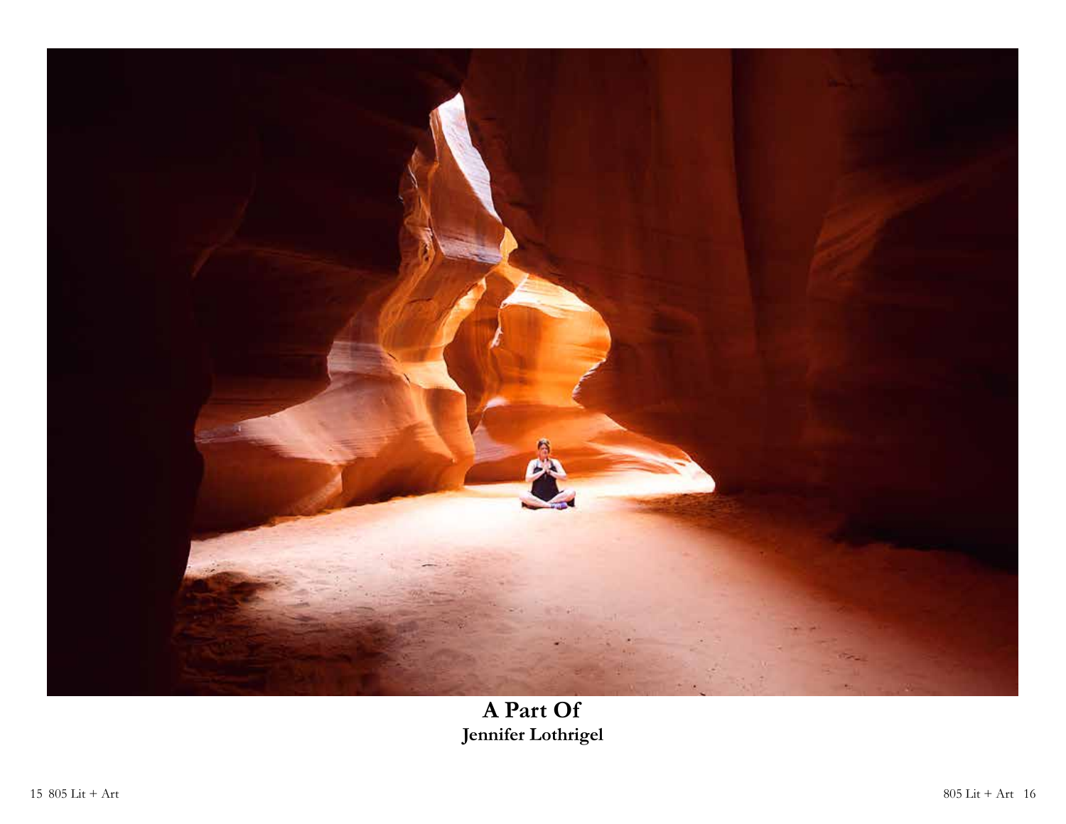**A Part Of**
**Jennifer Lothrigel**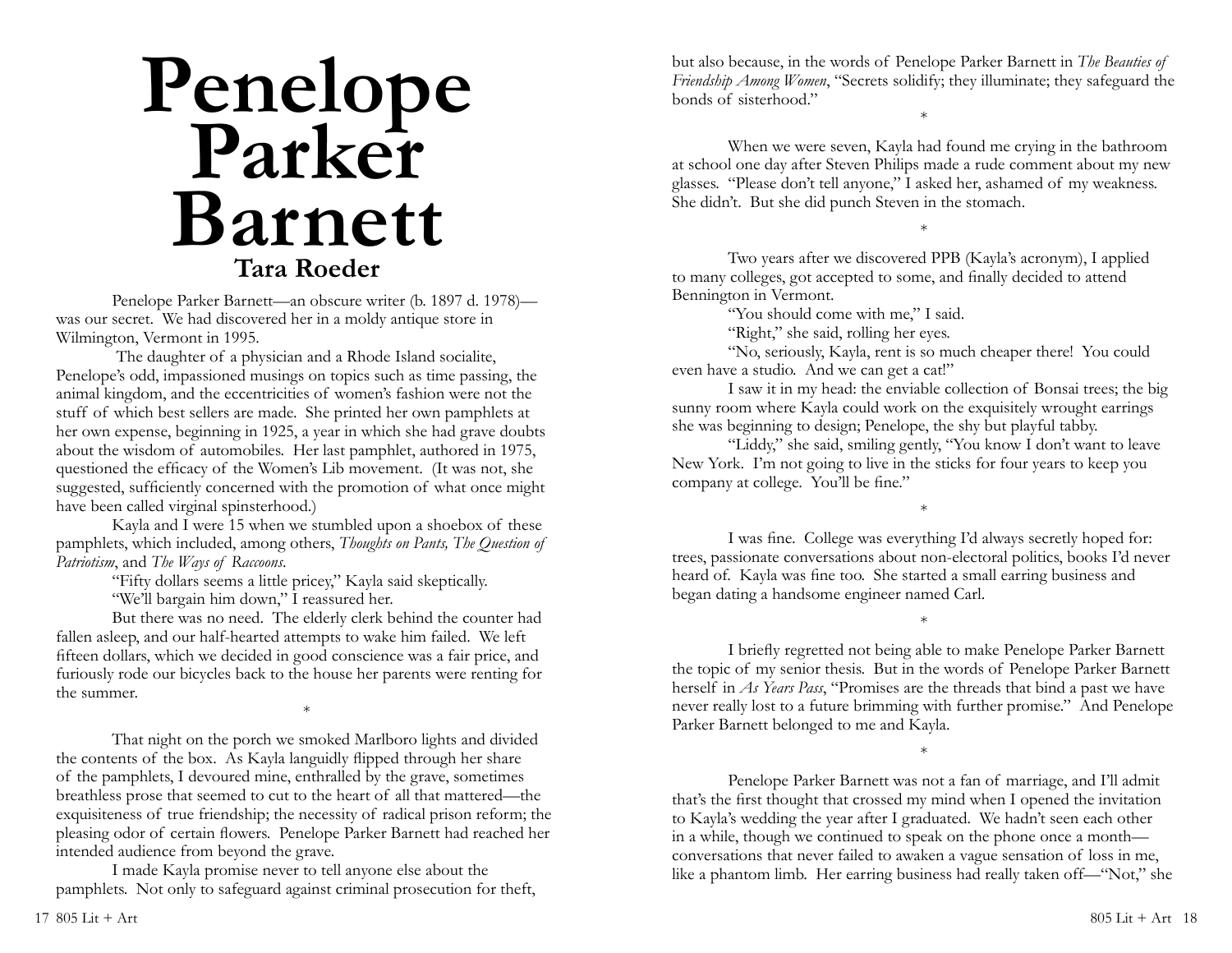# Penelope Parker Barnett

## Tara Roeder

Penelope Parker Barnett—an obscure writer (b. 1897 d. 1978)—was our secret. We had discovered her in a moldy antique store in Wilmington, Vermont in 1995.

The daughter of a physician and a Rhode Island socialite, Penelope's odd, impassioned musings on topics such as time passing, the animal kingdom, and the eccentricities of women's fashion were not the stuff of which best sellers are made. She printed her own pamphlets at her own expense, beginning in 1925, a year in which she had grave doubts about the wisdom of automobiles. Her last pamphlet, authored in 1975, questioned the efficacy of the Women's Lib movement. (It was not, she suggested, sufficiently concerned with the promotion of what once might have been called virginal spinsterhood.)

Kayla and I were 15 when we stumbled upon a shoebox of these pamphlets, which included, among others, *Thoughts on Pants, The Question of Patriotism*, and *The Ways of Raccoons*.

"Fifty dollars seems a little pricey," Kayla said skeptically.

"We'll bargain him down," I reassured her.

But there was no need. The elderly clerk behind the counter had fallen asleep, and our half-hearted attempts to wake him failed. We left fifteen dollars, which we decided in good conscience was a fair price, and furiously rode our bicycles back to the house her parents were renting for the summer.

*

That night on the porch we smoked Marlboro lights and divided the contents of the box. As Kayla languidly flipped through her share of the pamphlets, I devoured mine, enthralled by the grave, sometimes breathless prose that seemed to cut to the heart of all that mattered—the exquisiteness of true friendship; the necessity of radical prison reform; the pleasing odor of certain flowers. Penelope Parker Barnett had reached her intended audience from beyond the grave.

I made Kayla promise never to tell anyone else about the pamphlets. Not only to safeguard against criminal prosecution for theft, but also because, in the words of Penelope Parker Barnett in *The Beauties of Friendship Among Women*, "Secrets solidify; they illuminate; they safeguard the bonds of sisterhood."

*

When we were seven, Kayla had found me crying in the bathroom at school one day after Steven Philips made a rude comment about my new glasses. "Please don't tell anyone," I asked her, ashamed of my weakness. She didn't. But she did punch Steven in the stomach.

*

Two years after we discovered PPB (Kayla's acronym), I applied to many colleges, got accepted to some, and finally decided to attend Bennington in Vermont.

"You should come with me," I said.

"Right," she said, rolling her eyes.

"No, seriously, Kayla, rent is so much cheaper there! You could even have a studio. And we can get a cat!"

I saw it in my head: the enviable collection of Bonsai trees; the big sunny room where Kayla could work on the exquisitely wrought earrings she was beginning to design; Penelope, the shy but playful tabby.

"Liddy," she said, smiling gently, "You know I don't want to leave New York. I'm not going to live in the sticks for four years to keep you company at college. You'll be fine."

*

I was fine. College was everything I'd always secretly hoped for: trees, passionate conversations about non-electoral politics, books I'd never heard of. Kayla was fine too. She started a small earring business and began dating a handsome engineer named Carl.

*

I briefly regretted not being able to make Penelope Parker Barnett the topic of my senior thesis. But in the words of Penelope Parker Barnett herself in *As Years Pass*, "Promises are the threads that bind a past we have never really lost to a future brimming with further promise." And Penelope Parker Barnett belonged to me and Kayla.

*

Penelope Parker Barnett was not a fan of marriage, and I'll admit that's the first thought that crossed my mind when I opened the invitation to Kayla's wedding the year after I graduated. We hadn't seen each other in a while, though we continued to speak on the phone once a month—conversations that never failed to awaken a vague sensation of loss in me, like a phantom limb. Her earring business had really taken off—"Not," she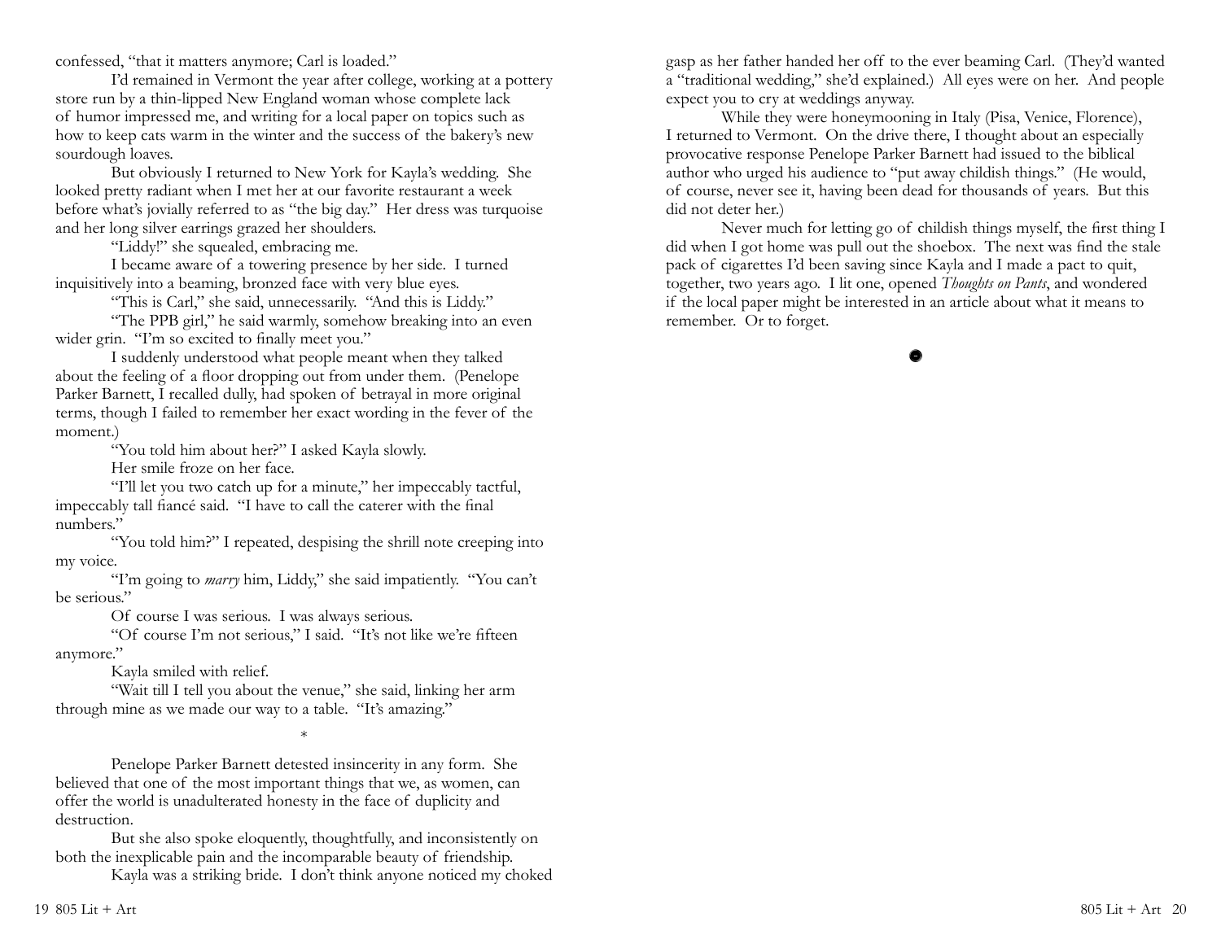confessed, "that it matters anymore; Carl is loaded."

I'd remained in Vermont the year after college, working at a pottery store run by a thin-lipped New England woman whose complete lack of humor impressed me, and writing for a local paper on topics such as how to keep cats warm in the winter and the success of the bakery's new sourdough loaves.

But obviously I returned to New York for Kayla's wedding. She looked pretty radiant when I met her at our favorite restaurant a week before what's jovially referred to as "the big day." Her dress was turquoise and her long silver earrings grazed her shoulders.

"Liddy!" she squealed, embracing me.

I became aware of a towering presence by her side. I turned inquisitively into a beaming, bronzed face with very blue eyes.

"This is Carl," she said, unnecessarily. "And this is Liddy."

"The PPB girl," he said warmly, somehow breaking into an even wider grin. "I'm so excited to finally meet you."

I suddenly understood what people meant when they talked about the feeling of a floor dropping out from under them. (Penelope Parker Barnett, I recalled dully, had spoken of betrayal in more original terms, though I failed to remember her exact wording in the fever of the moment.)

"You told him about her?" I asked Kayla slowly.

Her smile froze on her face.

"I'll let you two catch up for a minute," her impeccably tactful, impeccably tall fiancé said. "I have to call the caterer with the final numbers."

"You told him?" I repeated, despising the shrill note creeping into my voice.

"I'm going to *marry* him, Liddy," she said impatiently. "You can't be serious."

Of course I was serious. I was always serious.

"Of course I'm not serious," I said. "It's not like we're fifteen anymore."

Kayla smiled with relief.

"Wait till I tell you about the venue," she said, linking her arm through mine as we made our way to a table. "It's amazing."

*

Penelope Parker Barnett detested insincerity in any form. She believed that one of the most important things that we, as women, can offer the world is unadulterated honesty in the face of duplicity and destruction.

But she also spoke eloquently, thoughtfully, and inconsistently on both the inexplicable pain and the incomparable beauty of friendship.

Kayla was a striking bride. I don't think anyone noticed my choked gasp as her father handed her off to the ever beaming Carl. (They'd wanted a "traditional wedding," she'd explained.) All eyes were on her. And people expect you to cry at weddings anyway.

While they were honeymooning in Italy (Pisa, Venice, Florence), I returned to Vermont. On the drive there, I thought about an especially provocative response Penelope Parker Barnett had issued to the biblical author who urged his audience to "put away childish things." (He would, of course, never see it, having been dead for thousands of years. But this did not deter her.)

Never much for letting go of childish things myself, the first thing I did when I got home was pull out the shoebox. The next was find the stale pack of cigarettes I'd been saving since Kayla and I made a pact to quit, together, two years ago. I lit one, opened *Thoughts on Pants*, and wondered if the local paper might be interested in an article about what it means to remember. Or to forget.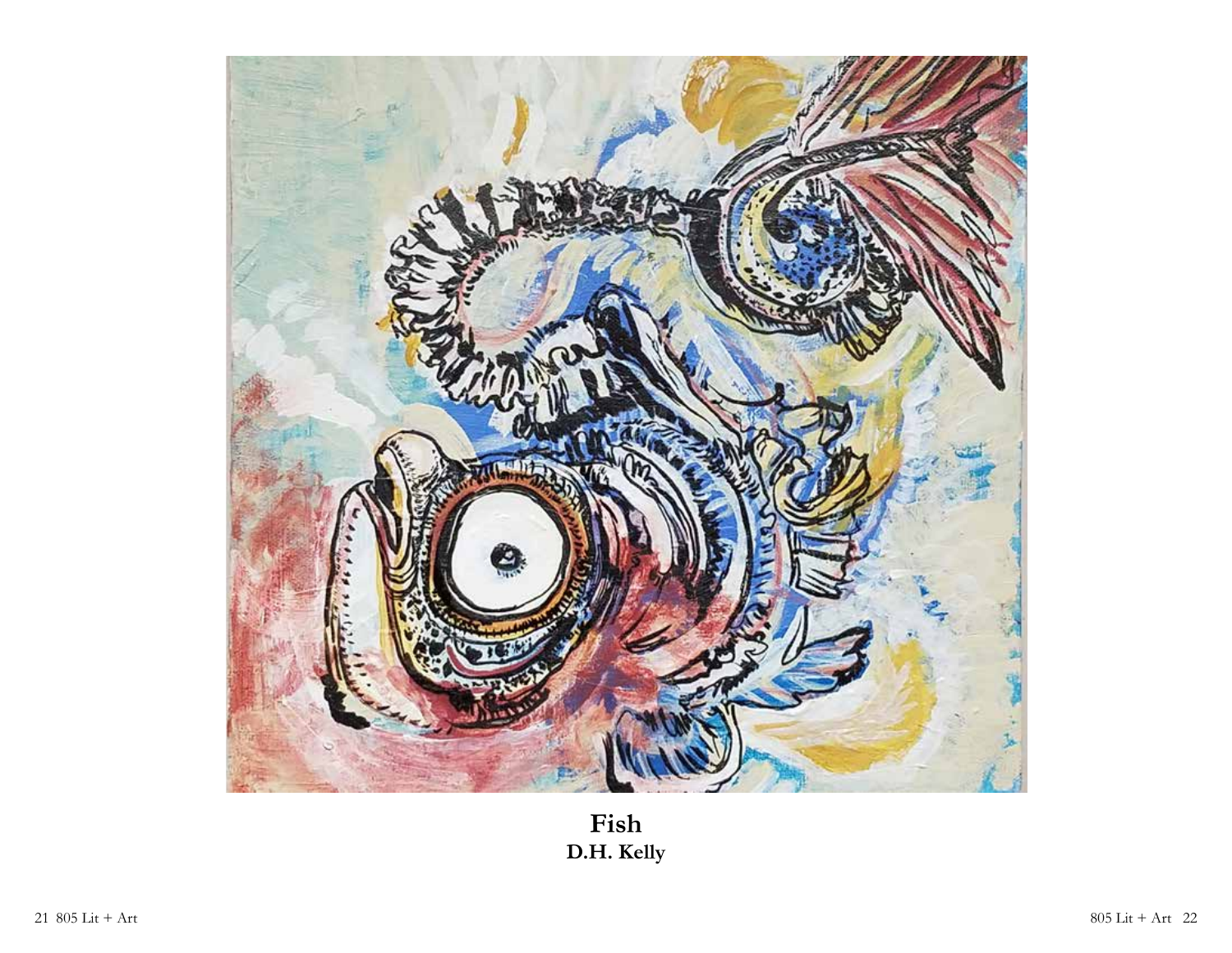**Fish**
**D.H. Kelly**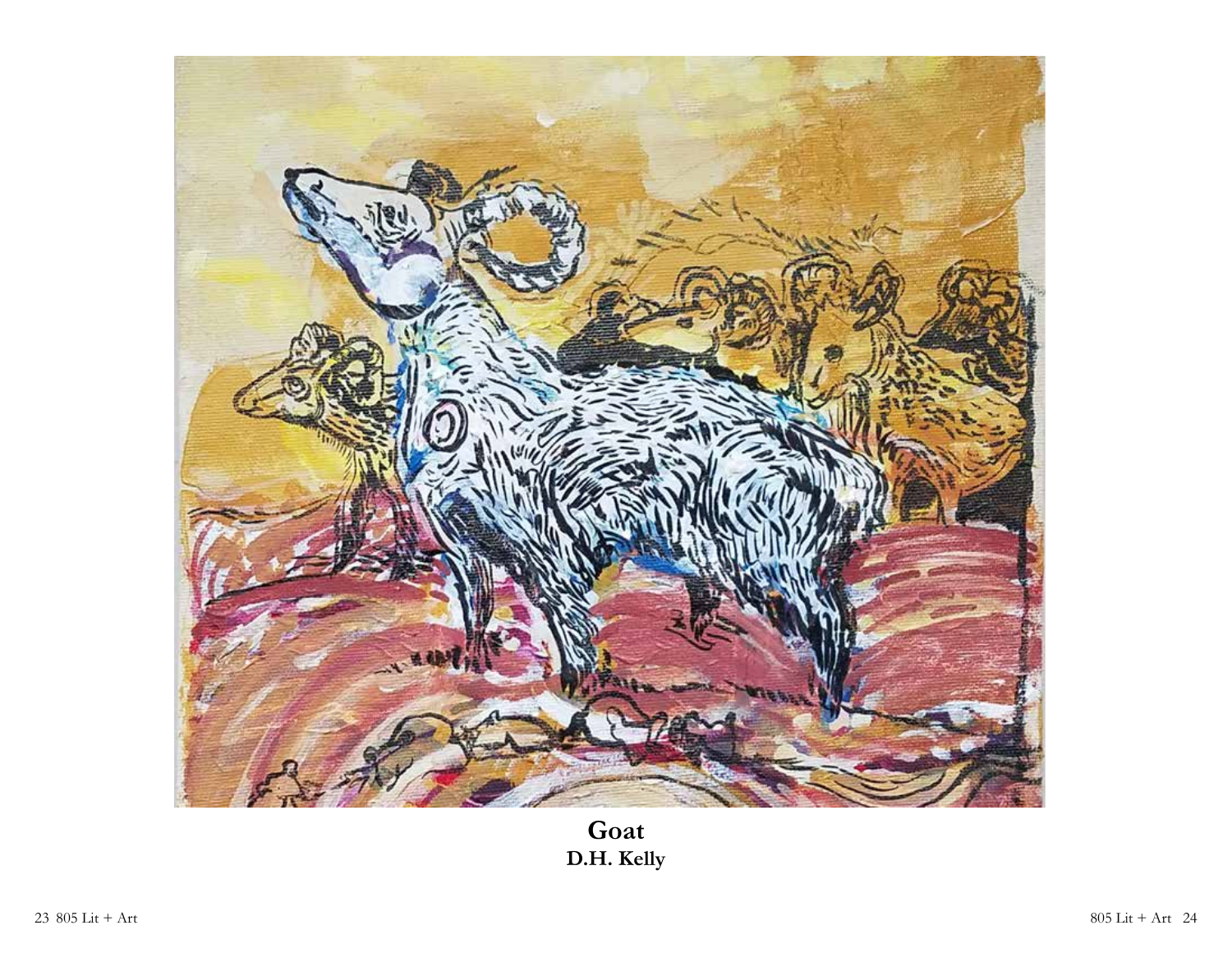**Goat**
**D.H. Kelly**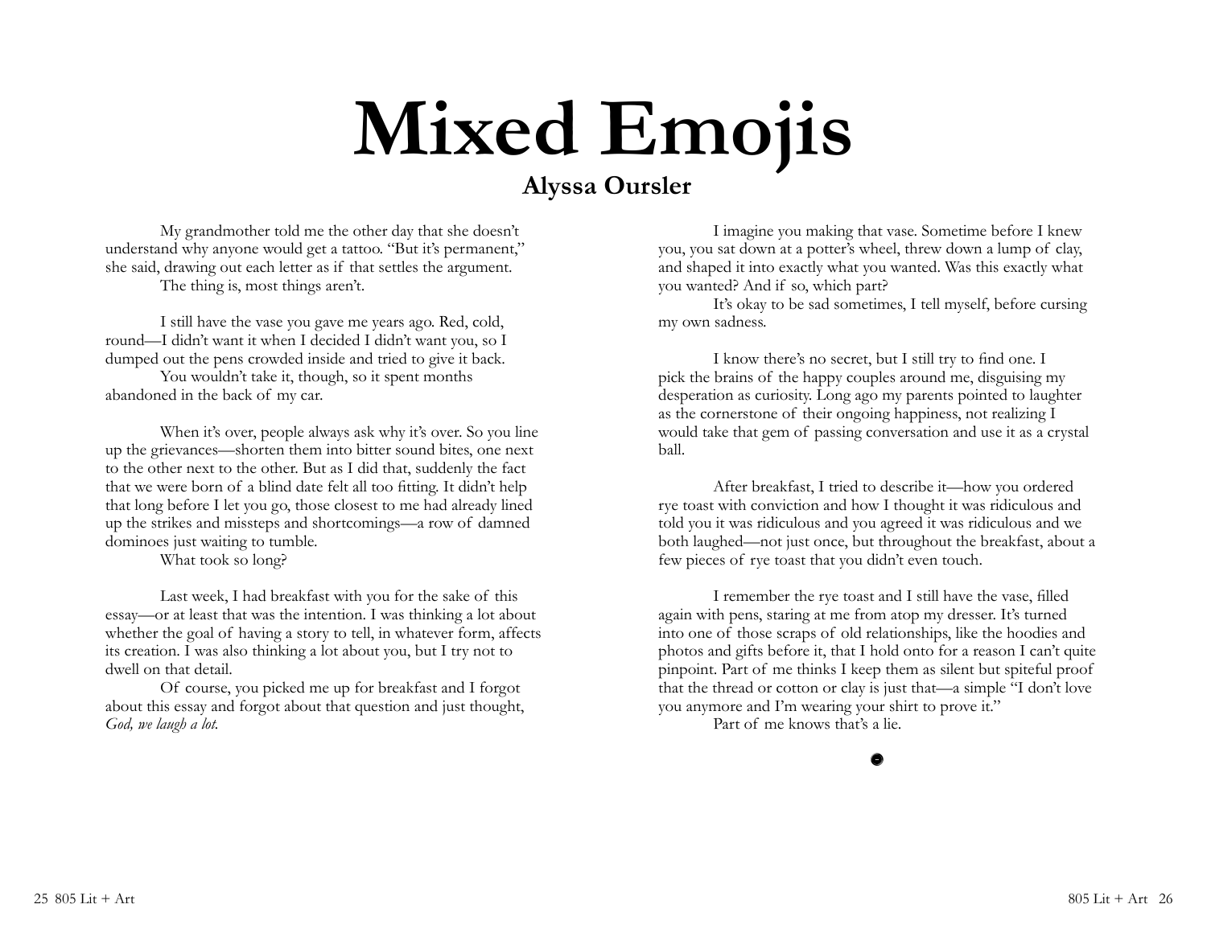# Mixed Emojis

**Alyssa Oursler**

My grandmother told me the other day that she doesn't understand why anyone would get a tattoo. "But it's permanent," she said, drawing out each letter as if that settles the argument.

The thing is, most things aren't.

I still have the vase you gave me years ago. Red, cold, round—I didn't want it when I decided I didn't want you, so I dumped out the pens crowded inside and tried to give it back.

You wouldn't take it, though, so it spent months abandoned in the back of my car.

When it's over, people always ask why it's over. So you line up the grievances—shorten them into bitter sound bites, one next to the other next to the other. But as I did that, suddenly the fact that we were born of a blind date felt all too fitting. It didn't help that long before I let you go, those closest to me had already lined up the strikes and missteps and shortcomings—a row of damned dominoes just waiting to tumble.

What took so long?

Last week, I had breakfast with you for the sake of this essay—or at least that was the intention. I was thinking a lot about whether the goal of having a story to tell, in whatever form, affects its creation. I was also thinking a lot about you, but I try not to dwell on that detail.

Of course, you picked me up for breakfast and I forgot about this essay and forgot about that question and just thought, *God, we laugh a lot.*

I imagine you making that vase. Sometime before I knew you, you sat down at a potter's wheel, threw down a lump of clay, and shaped it into exactly what you wanted. Was this exactly what you wanted? And if so, which part?

It's okay to be sad sometimes, I tell myself, before cursing my own sadness.

I know there's no secret, but I still try to find one. I pick the brains of the happy couples around me, disguising my desperation as curiosity. Long ago my parents pointed to laughter as the cornerstone of their ongoing happiness, not realizing I would take that gem of passing conversation and use it as a crystal ball.

After breakfast, I tried to describe it—how you ordered rye toast with conviction and how I thought it was ridiculous and told you it was ridiculous and you agreed it was ridiculous and we both laughed—not just once, but throughout the breakfast, about a few pieces of rye toast that you didn't even touch.

I remember the rye toast and I still have the vase, filled again with pens, staring at me from atop my dresser. It's turned into one of those scraps of old relationships, like the hoodies and photos and gifts before it, that I hold onto for a reason I can't quite pinpoint. Part of me thinks I keep them as silent but spiteful proof that the thread or cotton or clay is just that—a simple "I don't love you anymore and I'm wearing your shirt to prove it."

Part of me knows that's a lie.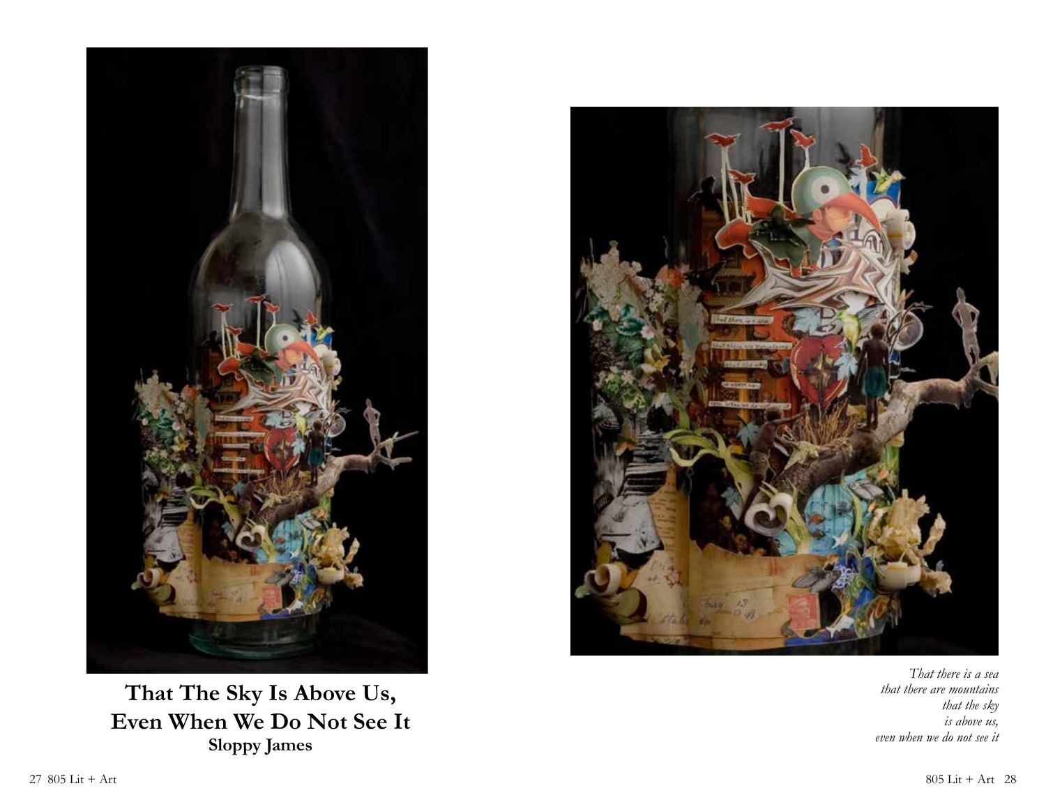**That The Sky Is Above Us, Even When We Do Not See It**
**Sloppy James**

*That there is a sea*
*that there are mountains*
*that the sky*
*is above us,*
*even when we do not see it*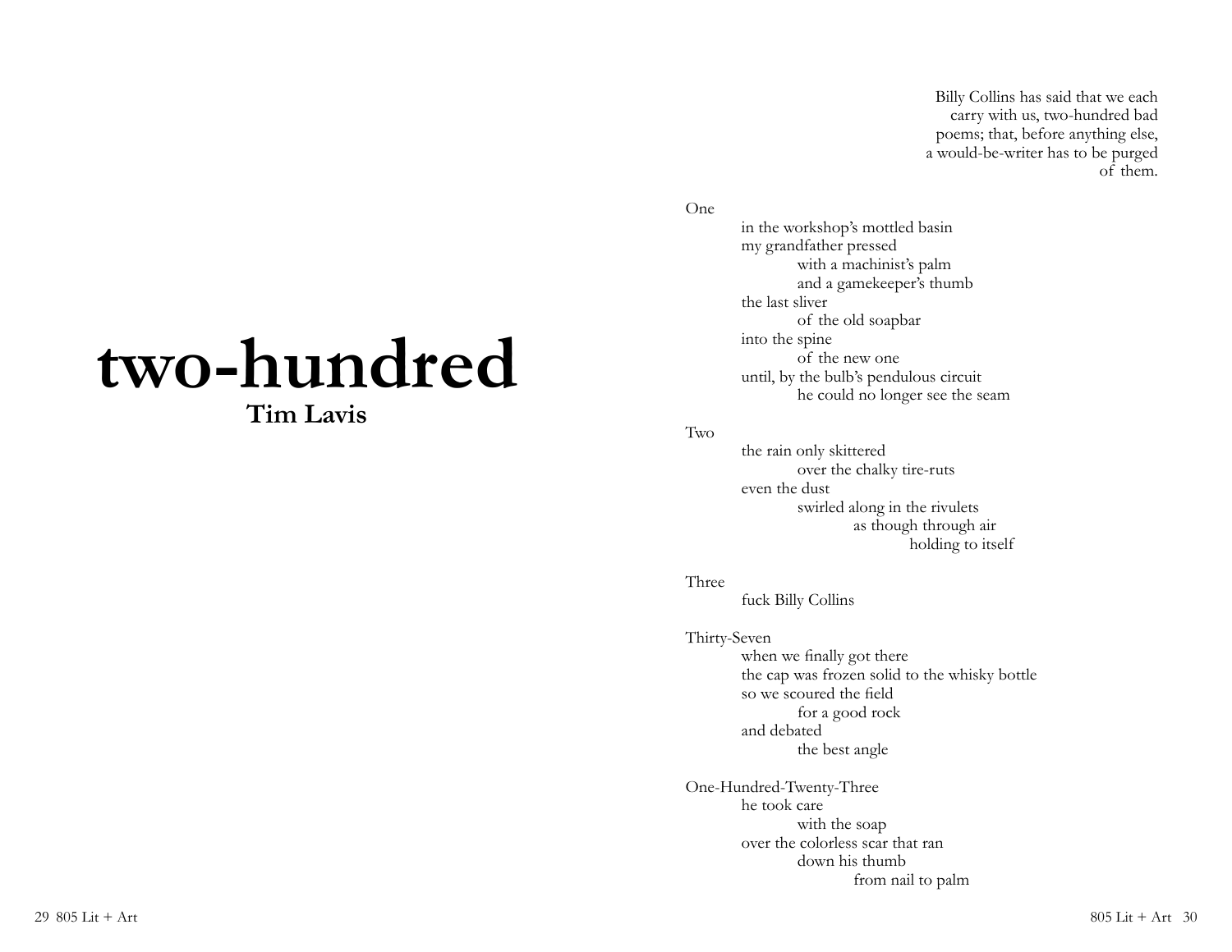# two-hundred

**Tim Lavis**

Billy Collins has said that we each
carry with us, two-hundred bad
poems; that, before anything else,
a would-be-writer has to be purged
of them.

One

&nbsp;&nbsp;&nbsp;&nbsp;in the workshop's mottled basin
&nbsp;&nbsp;&nbsp;&nbsp;my grandfather pressed
&nbsp;&nbsp;&nbsp;&nbsp;&nbsp;&nbsp;&nbsp;&nbsp;with a machinist's palm
&nbsp;&nbsp;&nbsp;&nbsp;&nbsp;&nbsp;&nbsp;&nbsp;and a gamekeeper's thumb
&nbsp;&nbsp;&nbsp;&nbsp;the last sliver
&nbsp;&nbsp;&nbsp;&nbsp;&nbsp;&nbsp;&nbsp;&nbsp;of the old soapbar
&nbsp;&nbsp;&nbsp;&nbsp;into the spine
&nbsp;&nbsp;&nbsp;&nbsp;&nbsp;&nbsp;&nbsp;&nbsp;of the new one
&nbsp;&nbsp;&nbsp;&nbsp;until, by the bulb's pendulous circuit
&nbsp;&nbsp;&nbsp;&nbsp;&nbsp;&nbsp;&nbsp;&nbsp;he could no longer see the seam

Two

&nbsp;&nbsp;&nbsp;&nbsp;the rain only skittered
&nbsp;&nbsp;&nbsp;&nbsp;&nbsp;&nbsp;&nbsp;&nbsp;over the chalky tire-ruts
&nbsp;&nbsp;&nbsp;&nbsp;even the dust
&nbsp;&nbsp;&nbsp;&nbsp;&nbsp;&nbsp;&nbsp;&nbsp;swirled along in the rivulets
&nbsp;&nbsp;&nbsp;&nbsp;&nbsp;&nbsp;&nbsp;&nbsp;&nbsp;&nbsp;&nbsp;&nbsp;as though through air
&nbsp;&nbsp;&nbsp;&nbsp;&nbsp;&nbsp;&nbsp;&nbsp;&nbsp;&nbsp;&nbsp;&nbsp;&nbsp;&nbsp;&nbsp;&nbsp;holding to itself

Three

&nbsp;&nbsp;&nbsp;&nbsp;fuck Billy Collins

Thirty-Seven

&nbsp;&nbsp;&nbsp;&nbsp;when we finally got there
&nbsp;&nbsp;&nbsp;&nbsp;the cap was frozen solid to the whisky bottle
&nbsp;&nbsp;&nbsp;&nbsp;so we scoured the field
&nbsp;&nbsp;&nbsp;&nbsp;&nbsp;&nbsp;&nbsp;&nbsp;for a good rock
&nbsp;&nbsp;&nbsp;&nbsp;and debated
&nbsp;&nbsp;&nbsp;&nbsp;&nbsp;&nbsp;&nbsp;&nbsp;the best angle

One-Hundred-Twenty-Three

&nbsp;&nbsp;&nbsp;&nbsp;he took care
&nbsp;&nbsp;&nbsp;&nbsp;&nbsp;&nbsp;&nbsp;&nbsp;with the soap
&nbsp;&nbsp;&nbsp;&nbsp;over the colorless scar that ran
&nbsp;&nbsp;&nbsp;&nbsp;&nbsp;&nbsp;&nbsp;&nbsp;down his thumb
&nbsp;&nbsp;&nbsp;&nbsp;&nbsp;&nbsp;&nbsp;&nbsp;&nbsp;&nbsp;&nbsp;&nbsp;from nail to palm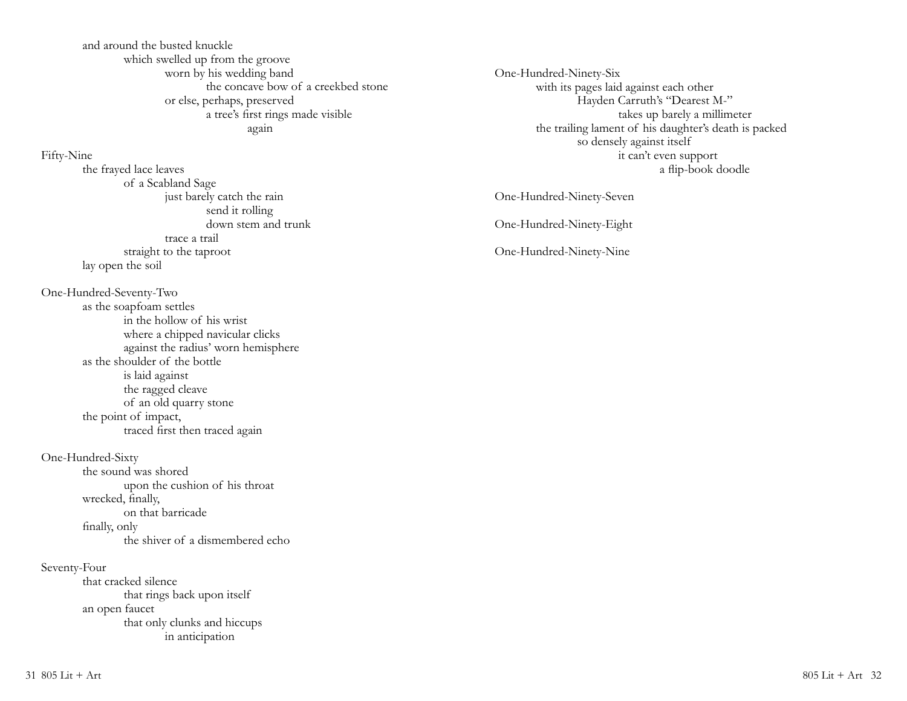and around the busted knuckle
&nbsp;&nbsp;&nbsp;&nbsp;&nbsp;&nbsp;&nbsp;&nbsp;which swelled up from the groove
&nbsp;&nbsp;&nbsp;&nbsp;&nbsp;&nbsp;&nbsp;&nbsp;&nbsp;&nbsp;&nbsp;&nbsp;&nbsp;&nbsp;&nbsp;&nbsp;worn by his wedding band
&nbsp;&nbsp;&nbsp;&nbsp;&nbsp;&nbsp;&nbsp;&nbsp;&nbsp;&nbsp;&nbsp;&nbsp;&nbsp;&nbsp;&nbsp;&nbsp;&nbsp;&nbsp;&nbsp;&nbsp;&nbsp;&nbsp;&nbsp;&nbsp;the concave bow of a creekbed stone
&nbsp;&nbsp;&nbsp;&nbsp;&nbsp;&nbsp;&nbsp;&nbsp;&nbsp;&nbsp;&nbsp;&nbsp;&nbsp;&nbsp;&nbsp;&nbsp;or else, perhaps, preserved
&nbsp;&nbsp;&nbsp;&nbsp;&nbsp;&nbsp;&nbsp;&nbsp;&nbsp;&nbsp;&nbsp;&nbsp;&nbsp;&nbsp;&nbsp;&nbsp;&nbsp;&nbsp;&nbsp;&nbsp;&nbsp;&nbsp;&nbsp;&nbsp;a tree's first rings made visible
&nbsp;&nbsp;&nbsp;&nbsp;&nbsp;&nbsp;&nbsp;&nbsp;&nbsp;&nbsp;&nbsp;&nbsp;&nbsp;&nbsp;&nbsp;&nbsp;&nbsp;&nbsp;&nbsp;&nbsp;&nbsp;&nbsp;&nbsp;&nbsp;&nbsp;&nbsp;&nbsp;&nbsp;&nbsp;&nbsp;&nbsp;&nbsp;again

Fifty-Nine
&nbsp;&nbsp;&nbsp;&nbsp;the frayed lace leaves
&nbsp;&nbsp;&nbsp;&nbsp;&nbsp;&nbsp;&nbsp;&nbsp;of a Scabland Sage
&nbsp;&nbsp;&nbsp;&nbsp;&nbsp;&nbsp;&nbsp;&nbsp;&nbsp;&nbsp;&nbsp;&nbsp;just barely catch the rain
&nbsp;&nbsp;&nbsp;&nbsp;&nbsp;&nbsp;&nbsp;&nbsp;&nbsp;&nbsp;&nbsp;&nbsp;&nbsp;&nbsp;&nbsp;&nbsp;send it rolling
&nbsp;&nbsp;&nbsp;&nbsp;&nbsp;&nbsp;&nbsp;&nbsp;&nbsp;&nbsp;&nbsp;&nbsp;&nbsp;&nbsp;&nbsp;&nbsp;down stem and trunk
&nbsp;&nbsp;&nbsp;&nbsp;&nbsp;&nbsp;&nbsp;&nbsp;&nbsp;&nbsp;&nbsp;&nbsp;trace a trail
&nbsp;&nbsp;&nbsp;&nbsp;&nbsp;&nbsp;&nbsp;&nbsp;straight to the taproot
&nbsp;&nbsp;&nbsp;&nbsp;lay open the soil

One-Hundred-Seventy-Two
&nbsp;&nbsp;&nbsp;&nbsp;as the soapfoam settles
&nbsp;&nbsp;&nbsp;&nbsp;&nbsp;&nbsp;&nbsp;&nbsp;in the hollow of his wrist
&nbsp;&nbsp;&nbsp;&nbsp;&nbsp;&nbsp;&nbsp;&nbsp;where a chipped navicular clicks
&nbsp;&nbsp;&nbsp;&nbsp;&nbsp;&nbsp;&nbsp;&nbsp;against the radius' worn hemisphere
&nbsp;&nbsp;&nbsp;&nbsp;as the shoulder of the bottle
&nbsp;&nbsp;&nbsp;&nbsp;&nbsp;&nbsp;&nbsp;&nbsp;is laid against
&nbsp;&nbsp;&nbsp;&nbsp;&nbsp;&nbsp;&nbsp;&nbsp;the ragged cleave
&nbsp;&nbsp;&nbsp;&nbsp;&nbsp;&nbsp;&nbsp;&nbsp;of an old quarry stone
&nbsp;&nbsp;&nbsp;&nbsp;the point of impact,
&nbsp;&nbsp;&nbsp;&nbsp;&nbsp;&nbsp;&nbsp;&nbsp;traced first then traced again

One-Hundred-Sixty
&nbsp;&nbsp;&nbsp;&nbsp;the sound was shored
&nbsp;&nbsp;&nbsp;&nbsp;&nbsp;&nbsp;&nbsp;&nbsp;upon the cushion of his throat
&nbsp;&nbsp;&nbsp;&nbsp;wrecked, finally,
&nbsp;&nbsp;&nbsp;&nbsp;&nbsp;&nbsp;&nbsp;&nbsp;on that barricade
&nbsp;&nbsp;&nbsp;&nbsp;finally, only
&nbsp;&nbsp;&nbsp;&nbsp;&nbsp;&nbsp;&nbsp;&nbsp;the shiver of a dismembered echo

Seventy-Four
&nbsp;&nbsp;&nbsp;&nbsp;that cracked silence
&nbsp;&nbsp;&nbsp;&nbsp;&nbsp;&nbsp;&nbsp;&nbsp;that rings back upon itself
&nbsp;&nbsp;&nbsp;&nbsp;an open faucet
&nbsp;&nbsp;&nbsp;&nbsp;&nbsp;&nbsp;&nbsp;&nbsp;that only clunks and hiccups
&nbsp;&nbsp;&nbsp;&nbsp;&nbsp;&nbsp;&nbsp;&nbsp;&nbsp;&nbsp;&nbsp;&nbsp;in anticipation

One-Hundred-Ninety-Six
&nbsp;&nbsp;&nbsp;&nbsp;with its pages laid against each other
&nbsp;&nbsp;&nbsp;&nbsp;&nbsp;&nbsp;&nbsp;&nbsp;Hayden Carruth's "Dearest M-"
&nbsp;&nbsp;&nbsp;&nbsp;&nbsp;&nbsp;&nbsp;&nbsp;&nbsp;&nbsp;&nbsp;&nbsp;takes up barely a millimeter
&nbsp;&nbsp;&nbsp;&nbsp;the trailing lament of his daughter's death is packed
&nbsp;&nbsp;&nbsp;&nbsp;&nbsp;&nbsp;&nbsp;&nbsp;so densely against itself
&nbsp;&nbsp;&nbsp;&nbsp;&nbsp;&nbsp;&nbsp;&nbsp;&nbsp;&nbsp;&nbsp;&nbsp;it can't even support
&nbsp;&nbsp;&nbsp;&nbsp;&nbsp;&nbsp;&nbsp;&nbsp;&nbsp;&nbsp;&nbsp;&nbsp;&nbsp;&nbsp;&nbsp;&nbsp;a flip-book doodle

One-Hundred-Ninety-Seven

One-Hundred-Ninety-Eight

One-Hundred-Ninety-Nine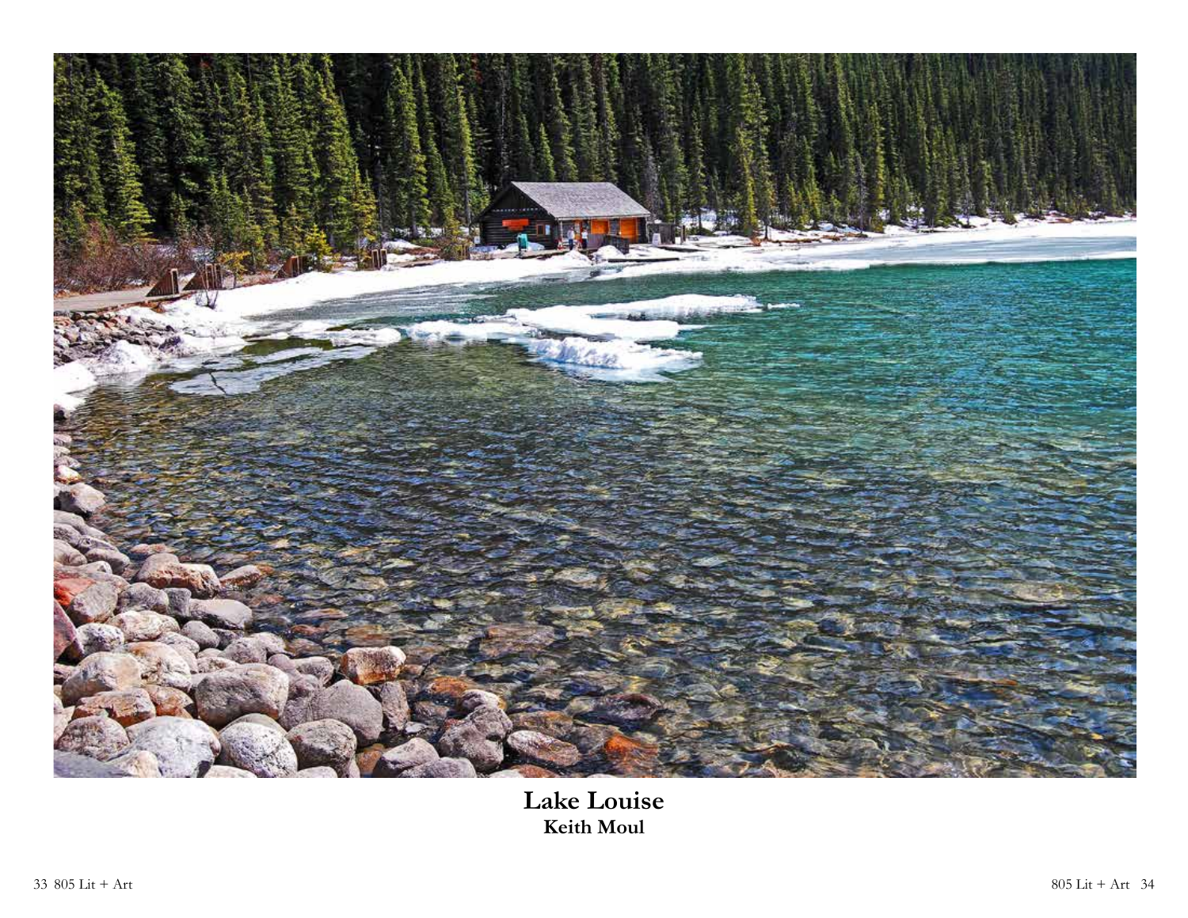**Lake Louise**
**Keith Moul**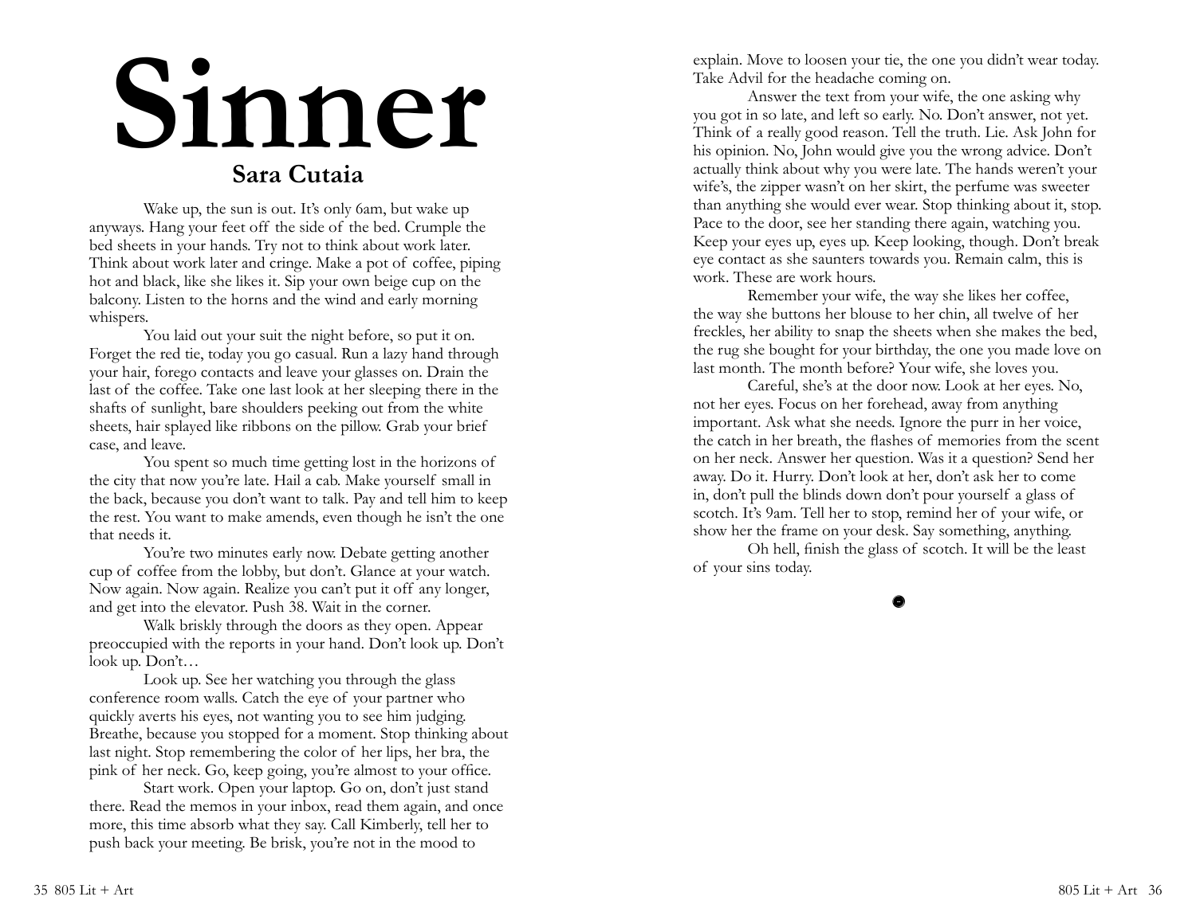# Sinner

## Sara Cutaia

Wake up, the sun is out. It's only 6am, but wake up anyways. Hang your feet off the side of the bed. Crumple the bed sheets in your hands. Try not to think about work later. Think about work later and cringe. Make a pot of coffee, piping hot and black, like she likes it. Sip your own beige cup on the balcony. Listen to the horns and the wind and early morning whispers.

You laid out your suit the night before, so put it on. Forget the red tie, today you go casual. Run a lazy hand through your hair, forego contacts and leave your glasses on. Drain the last of the coffee. Take one last look at her sleeping there in the shafts of sunlight, bare shoulders peeking out from the white sheets, hair splayed like ribbons on the pillow. Grab your brief case, and leave.

You spent so much time getting lost in the horizons of the city that now you're late. Hail a cab. Make yourself small in the back, because you don't want to talk. Pay and tell him to keep the rest. You want to make amends, even though he isn't the one that needs it.

You're two minutes early now. Debate getting another cup of coffee from the lobby, but don't. Glance at your watch. Now again. Now again. Realize you can't put it off any longer, and get into the elevator. Push 38. Wait in the corner.

Walk briskly through the doors as they open. Appear preoccupied with the reports in your hand. Don't look up. Don't look up. Don't…

Look up. See her watching you through the glass conference room walls. Catch the eye of your partner who quickly averts his eyes, not wanting you to see him judging. Breathe, because you stopped for a moment. Stop thinking about last night. Stop remembering the color of her lips, her bra, the pink of her neck. Go, keep going, you're almost to your office.

Start work. Open your laptop. Go on, don't just stand there. Read the memos in your inbox, read them again, and once more, this time absorb what they say. Call Kimberly, tell her to push back your meeting. Be brisk, you're not in the mood to explain. Move to loosen your tie, the one you didn't wear today. Take Advil for the headache coming on.

Answer the text from your wife, the one asking why you got in so late, and left so early. No. Don't answer, not yet. Think of a really good reason. Tell the truth. Lie. Ask John for his opinion. No, John would give you the wrong advice. Don't actually think about why you were late. The hands weren't your wife's, the zipper wasn't on her skirt, the perfume was sweeter than anything she would ever wear. Stop thinking about it, stop. Pace to the door, see her standing there again, watching you. Keep your eyes up, eyes up. Keep looking, though. Don't break eye contact as she saunters towards you. Remain calm, this is work. These are work hours.

Remember your wife, the way she likes her coffee, the way she buttons her blouse to her chin, all twelve of her freckles, her ability to snap the sheets when she makes the bed, the rug she bought for your birthday, the one you made love on last month. The month before? Your wife, she loves you.

Careful, she's at the door now. Look at her eyes. No, not her eyes. Focus on her forehead, away from anything important. Ask what she needs. Ignore the purr in her voice, the catch in her breath, the flashes of memories from the scent on her neck. Answer her question. Was it a question? Send her away. Do it. Hurry. Don't look at her, don't ask her to come in, don't pull the blinds down don't pour yourself a glass of scotch. It's 9am. Tell her to stop, remind her of your wife, or show her the frame on your desk. Say something, anything.

Oh hell, finish the glass of scotch. It will be the least of your sins today.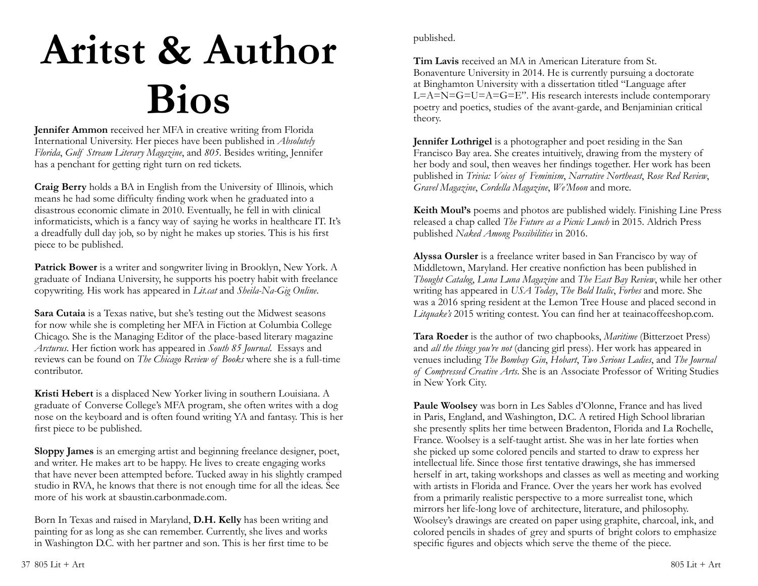# Aritst & Author Bios

**Jennifer Ammon** received her MFA in creative writing from Florida International University. Her pieces have been published in *Absolutely Florida*, *Gulf Stream Literary Magazine*, and *805*. Besides writing, Jennifer has a penchant for getting right turn on red tickets.

**Craig Berry** holds a BA in English from the University of Illinois, which means he had some difficulty finding work when he graduated into a disastrous economic climate in 2010. Eventually, he fell in with clinical informaticists, which is a fancy way of saying he works in healthcare IT. It's a dreadfully dull day job, so by night he makes up stories. This is his first piece to be published.

**Patrick Bower** is a writer and songwriter living in Brooklyn, New York. A graduate of Indiana University, he supports his poetry habit with freelance copywriting. His work has appeared in *Lit.cat* and *Sheila-Na-Gig Online*.

**Sara Cutaia** is a Texas native, but she's testing out the Midwest seasons for now while she is completing her MFA in Fiction at Columbia College Chicago. She is the Managing Editor of the place-based literary magazine *Arcturus*. Her fiction work has appeared in *South 85 Journal*. Essays and reviews can be found on *The Chicago Review of Books* where she is a full-time contributor.

**Kristi Hebert** is a displaced New Yorker living in southern Louisiana. A graduate of Converse College's MFA program, she often writes with a dog nose on the keyboard and is often found writing YA and fantasy. This is her first piece to be published.

**Sloppy James** is an emerging artist and beginning freelance designer, poet, and writer. He makes art to be happy. He lives to create engaging works that have never been attempted before. Tucked away in his slightly cramped studio in RVA, he knows that there is not enough time for all the ideas. See more of his work at sbaustin.carbonmade.com.

Born In Texas and raised in Maryland, **D.H. Kelly** has been writing and painting for as long as she can remember. Currently, she lives and works in Washington D.C. with her partner and son. This is her first time to be published.

**Tim Lavis** received an MA in American Literature from St. Bonaventure University in 2014. He is currently pursuing a doctorate at Binghamton University with a dissertation titled "Language after L=A=N=G=U=A=G=E". His research interests include contemporary poetry and poetics, studies of the avant-garde, and Benjaminian critical theory.

**Jennifer Lothrigel** is a photographer and poet residing in the San Francisco Bay area. She creates intuitively, drawing from the mystery of her body and soul, then weaves her findings together. Her work has been published in *Trivia: Voices of Feminism*, *Narrative Northeast*, *Rose Red Review*, *Gravel Magazine*, *Cordella Magazine*, *We'Moon* and more.

**Keith Moul's** poems and photos are published widely. Finishing Line Press released a chap called *The Future as a Picnic Lunch* in 2015. Aldrich Press published *Naked Among Possibilities* in 2016.

**Alyssa Oursler** is a freelance writer based in San Francisco by way of Middletown, Maryland. Her creative nonfiction has been published in *Thought Catalog*, *Luna Luna Magazine* and *The East Bay Review*, while her other writing has appeared in *USA Today*, *The Bold Italic*, *Forbes* and more. She was a 2016 spring resident at the Lemon Tree House and placed second in *Litquake's* 2015 writing contest. You can find her at teainacoffeeshop.com.

**Tara Roeder** is the author of two chapbooks, *Maritime* (Bitterzoet Press) and *all the things you're not* (dancing girl press). Her work has appeared in venues including *The Bombay Gin*, *Hobart*, *Two Serious Ladies*, and *The Journal of Compressed Creative Arts*. She is an Associate Professor of Writing Studies in New York City.

**Paule Woolsey** was born in Les Sables d'Olonne, France and has lived in Paris, England, and Washington, D.C. A retired High School librarian she presently splits her time between Bradenton, Florida and La Rochelle, France. Woolsey is a self-taught artist. She was in her late forties when she picked up some colored pencils and started to draw to express her intellectual life. Since those first tentative drawings, she has immersed herself in art, taking workshops and classes as well as meeting and working with artists in Florida and France. Over the years her work has evolved from a primarily realistic perspective to a more surrealist tone, which mirrors her life-long love of architecture, literature, and philosophy. Woolsey's drawings are created on paper using graphite, charcoal, ink, and colored pencils in shades of grey and spurts of bright colors to emphasize specific figures and objects which serve the theme of the piece.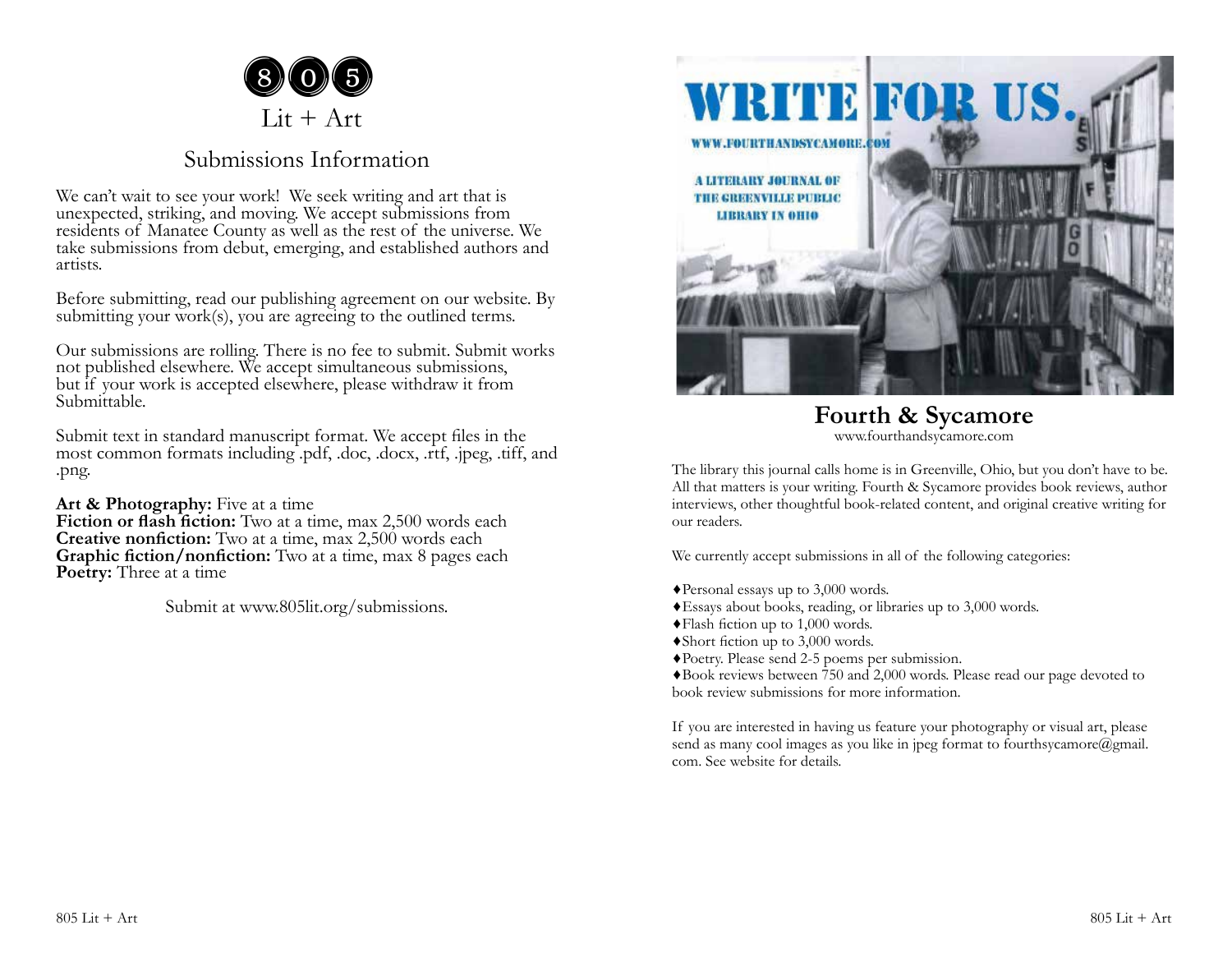# 805 Lit + Art

## Submissions Information

We can't wait to see your work! We seek writing and art that is unexpected, striking, and moving. We accept submissions from residents of Manatee County as well as the rest of the universe. We take submissions from debut, emerging, and established authors and artists.

Before submitting, read our publishing agreement on our website. By submitting your work(s), you are agreeing to the outlined terms.

Our submissions are rolling. There is no fee to submit. Submit works not published elsewhere. We accept simultaneous submissions, but if your work is accepted elsewhere, please withdraw it from Submittable.

Submit text in standard manuscript format. We accept files in the most common formats including .pdf, .doc, .docx, .rtf, .jpeg, .tiff, and .png.

**Art & Photography:** Five at a time
**Fiction or flash fiction:** Two at a time, max 2,500 words each
**Creative nonfiction:** Two at a time, max 2,500 words each
**Graphic fiction/nonfiction:** Two at a time, max 8 pages each
**Poetry:** Three at a time

Submit at www.805lit.org/submissions.

WRITE FOR US.

WWW.FOURTHANDSYCAMORE.COM

A LITERARY JOURNAL OF THE GREENVILLE PUBLIC LIBRARY IN OHIO

## Fourth & Sycamore

www.fourthandsycamore.com

The library this journal calls home is in Greenville, Ohio, but you don't have to be. All that matters is your writing. Fourth & Sycamore provides book reviews, author interviews, other thoughtful book-related content, and original creative writing for our readers.

We currently accept submissions in all of the following categories:

♦Personal essays up to 3,000 words.
♦Essays about books, reading, or libraries up to 3,000 words.
♦Flash fiction up to 1,000 words.
♦Short fiction up to 3,000 words.
♦Poetry. Please send 2-5 poems per submission.
♦Book reviews between 750 and 2,000 words. Please read our page devoted to book review submissions for more information.

If you are interested in having us feature your photography or visual art, please send as many cool images as you like in jpeg format to fourthsycamore@gmail.com. See website for details.